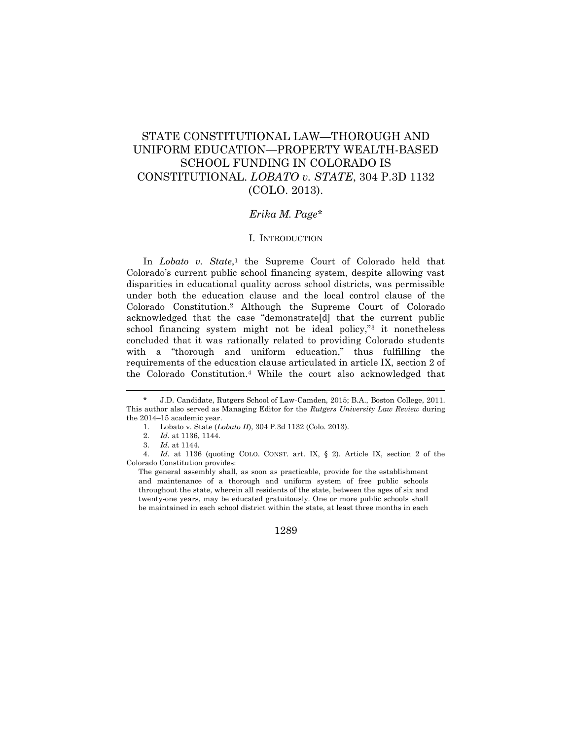# STATE CONSTITUTIONAL LAW—THOROUGH AND UNIFORM EDUCATION—PROPERTY WEALTH-BASED SCHOOL FUNDING IN COLORADO IS CONSTITUTIONAL. *LOBATO v. STATE*, 304 P.3D 1132 (COLO. 2013).

*Erika M. Page\**

## I. INTRODUCTION

In *Lobato v. State*,[1] the Supreme Court of Colorado held that Colorado's current public school financing system, despite allowing vast disparities in educational quality across school districts, was permissible under both the education clause and the local control clause of the Colorado Constitution.[2] Although the Supreme Court of Colorado acknowledged that the case "demonstrate[d] that the current public school financing system might not be ideal policy,"[3] it nonetheless concluded that it was rationally related to providing Colorado students with a "thorough and uniform education," thus fulfilling the requirements of the education clause articulated in article IX, section 2 of the Colorado Constitution.[4] While the court also acknowledged that

---

\* J.D. Candidate, Rutgers School of Law-Camden, 2015; B.A., Boston College, 2011. This author also served as Managing Editor for the *Rutgers University Law Review* during the 2014–15 academic year.

1. Lobato v. State (*Lobato II*), 304 P.3d 1132 (Colo. 2013).

2. *Id.* at 1136, 1144.

3. *Id.* at 1144.

4. *Id.* at 1136 (quoting COLO. CONST. art. IX, § 2). Article IX, section 2 of the Colorado Constitution provides:

> The general assembly shall, as soon as practicable, provide for the establishment and maintenance of a thorough and uniform system of free public schools throughout the state, wherein all residents of the state, between the ages of six and twenty-one years, may be educated gratuitously. One or more public schools shall be maintained in each school district within the state, at least three months in each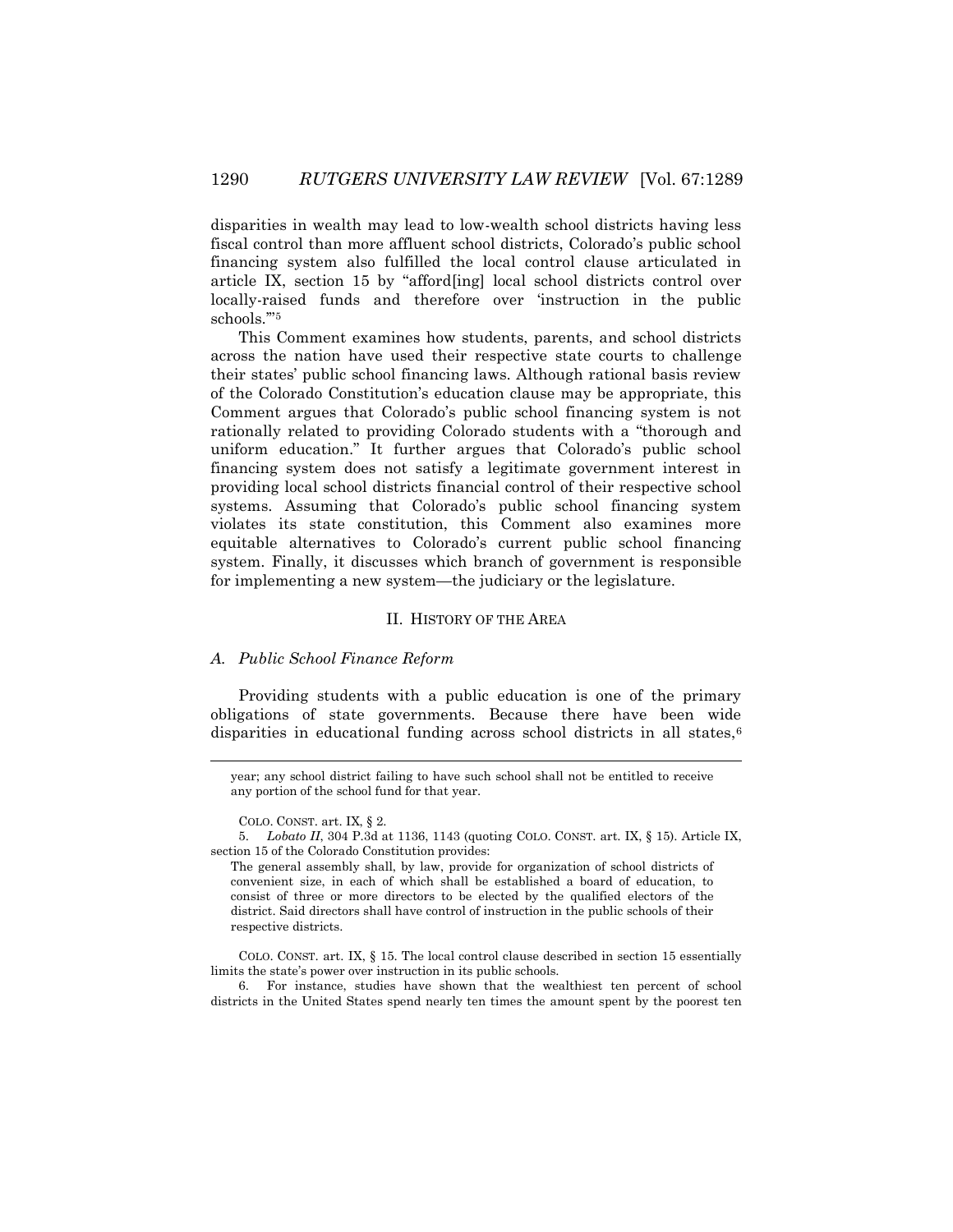disparities in wealth may lead to low-wealth school districts having less fiscal control than more affluent school districts, Colorado's public school financing system also fulfilled the local control clause articulated in article IX, section 15 by "afford[ing] local school districts control over locally-raised funds and therefore over 'instruction in the public schools.'"[5]

This Comment examines how students, parents, and school districts across the nation have used their respective state courts to challenge their states' public school financing laws. Although rational basis review of the Colorado Constitution's education clause may be appropriate, this Comment argues that Colorado's public school financing system is not rationally related to providing Colorado students with a "thorough and uniform education." It further argues that Colorado's public school financing system does not satisfy a legitimate government interest in providing local school districts financial control of their respective school systems. Assuming that Colorado's public school financing system violates its state constitution, this Comment also examines more equitable alternatives to Colorado's current public school financing system. Finally, it discusses which branch of government is responsible for implementing a new system—the judiciary or the legislature.

## II. HISTORY OF THE AREA

### *A. Public School Finance Reform*

Providing students with a public education is one of the primary obligations of state governments. Because there have been wide disparities in educational funding across school districts in all states,[6]

---

year; any school district failing to have such school shall not be entitled to receive any portion of the school fund for that year.

COLO. CONST. art. IX, § 2.

5. *Lobato II*, 304 P.3d at 1136, 1143 (quoting COLO. CONST. art. IX, § 15). Article IX, section 15 of the Colorado Constitution provides:

> The general assembly shall, by law, provide for organization of school districts of convenient size, in each of which shall be established a board of education, to consist of three or more directors to be elected by the qualified electors of the district. Said directors shall have control of instruction in the public schools of their respective districts.

COLO. CONST. art. IX, § 15. The local control clause described in section 15 essentially limits the state's power over instruction in its public schools.

6. For instance, studies have shown that the wealthiest ten percent of school districts in the United States spend nearly ten times the amount spent by the poorest ten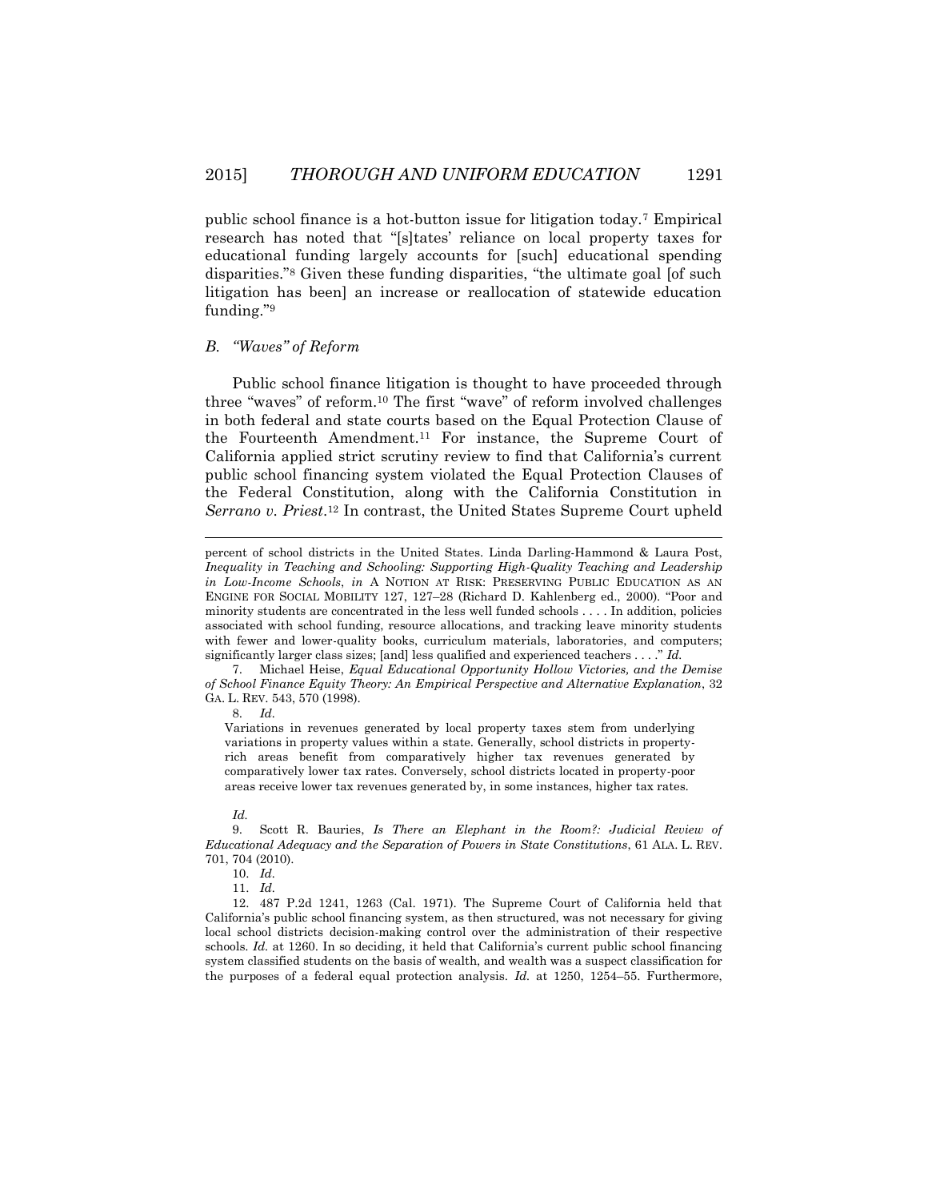public school finance is a hot-button issue for litigation today.[7] Empirical research has noted that "[s]tates' reliance on local property taxes for educational funding largely accounts for [such] educational spending disparities."[8] Given these funding disparities, "the ultimate goal [of such litigation has been] an increase or reallocation of statewide education funding."[9]

### *B. "Waves" of Reform*

Public school finance litigation is thought to have proceeded through three "waves" of reform.[10] The first "wave" of reform involved challenges in both federal and state courts based on the Equal Protection Clause of the Fourteenth Amendment.[11] For instance, the Supreme Court of California applied strict scrutiny review to find that California's current public school financing system violated the Equal Protection Clauses of the Federal Constitution, along with the California Constitution in *Serrano v. Priest*.[12] In contrast, the United States Supreme Court upheld

---

percent of school districts in the United States. Linda Darling-Hammond & Laura Post, *Inequality in Teaching and Schooling: Supporting High-Quality Teaching and Leadership in Low-Income Schools*, *in* A NOTION AT RISK: PRESERVING PUBLIC EDUCATION AS AN ENGINE FOR SOCIAL MOBILITY 127, 127–28 (Richard D. Kahlenberg ed., 2000). "Poor and minority students are concentrated in the less well funded schools . . . . In addition, policies associated with school funding, resource allocations, and tracking leave minority students with fewer and lower-quality books, curriculum materials, laboratories, and computers; significantly larger class sizes; [and] less qualified and experienced teachers . . . ." *Id.*

7. Michael Heise, *Equal Educational Opportunity Hollow Victories, and the Demise of School Finance Equity Theory: An Empirical Perspective and Alternative Explanation*, 32 GA. L. REV. 543, 570 (1998).

8. *Id.*

> Variations in revenues generated by local property taxes stem from underlying variations in property values within a state. Generally, school districts in property-rich areas benefit from comparatively higher tax revenues generated by comparatively lower tax rates. Conversely, school districts located in property-poor areas receive lower tax revenues generated by, in some instances, higher tax rates.

*Id.*

9. Scott R. Bauries, *Is There an Elephant in the Room?: Judicial Review of Educational Adequacy and the Separation of Powers in State Constitutions*, 61 ALA. L. REV. 701, 704 (2010).

10. *Id.*

11. *Id.*

12. 487 P.2d 1241, 1263 (Cal. 1971). The Supreme Court of California held that California's public school financing system, as then structured, was not necessary for giving local school districts decision-making control over the administration of their respective schools. *Id.* at 1260. In so deciding, it held that California's current public school financing system classified students on the basis of wealth, and wealth was a suspect classification for the purposes of a federal equal protection analysis. *Id.* at 1250, 1254–55. Furthermore,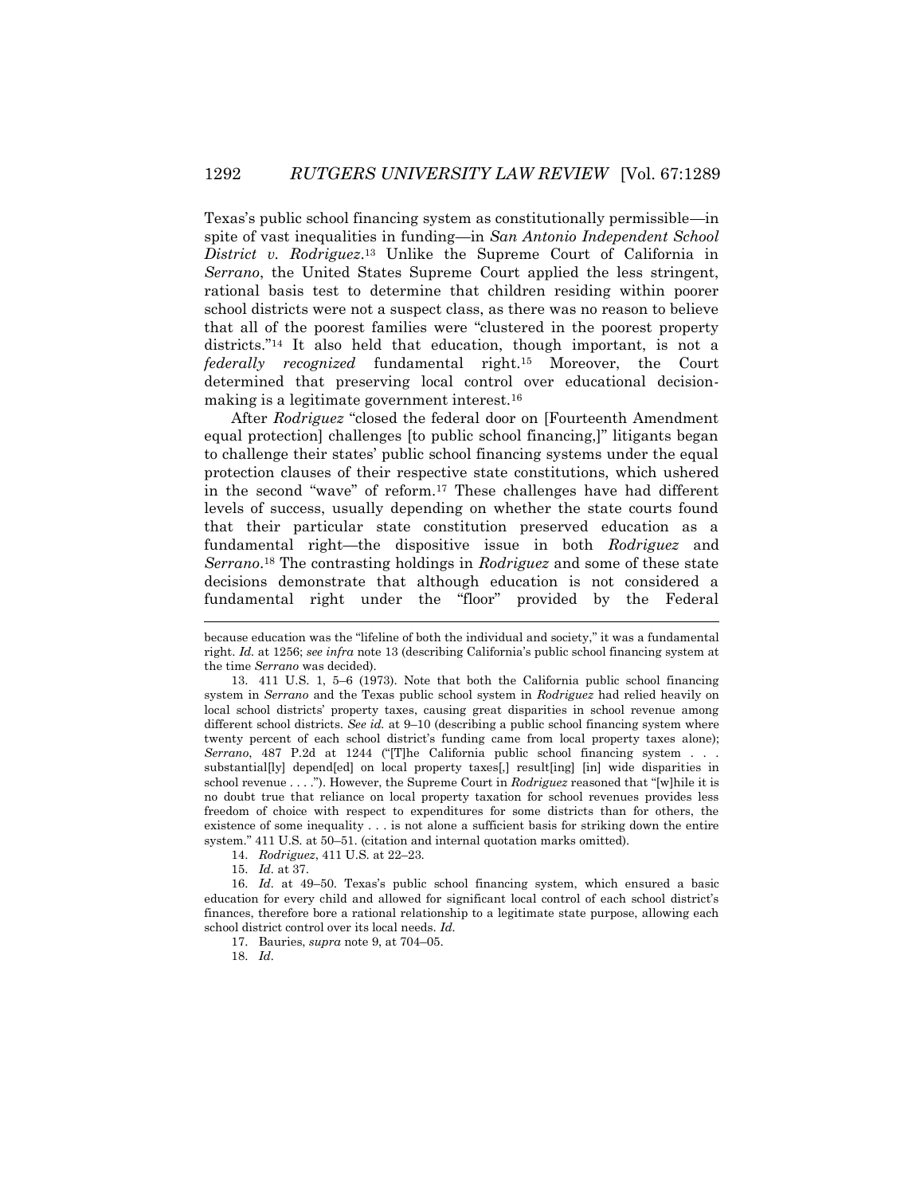Texas's public school financing system as constitutionally permissible—in spite of vast inequalities in funding—in *San Antonio Independent School District v. Rodriguez*.[13] Unlike the Supreme Court of California in *Serrano*, the United States Supreme Court applied the less stringent, rational basis test to determine that children residing within poorer school districts were not a suspect class, as there was no reason to believe that all of the poorest families were "clustered in the poorest property districts."[14] It also held that education, though important, is not a *federally recognized* fundamental right.[15] Moreover, the Court determined that preserving local control over educational decision-making is a legitimate government interest.[16]

After *Rodriguez* "closed the federal door on [Fourteenth Amendment equal protection] challenges [to public school financing,]" litigants began to challenge their states' public school financing systems under the equal protection clauses of their respective state constitutions, which ushered in the second "wave" of reform.[17] These challenges have had different levels of success, usually depending on whether the state courts found that their particular state constitution preserved education as a fundamental right—the dispositive issue in both *Rodriguez* and *Serrano*.[18] The contrasting holdings in *Rodriguez* and some of these state decisions demonstrate that although education is not considered a fundamental right under the "floor" provided by the Federal

---

because education was the "lifeline of both the individual and society," it was a fundamental right. *Id.* at 1256; *see infra* note 13 (describing California's public school financing system at the time *Serrano* was decided).

13. 411 U.S. 1, 5–6 (1973). Note that both the California public school financing system in *Serrano* and the Texas public school system in *Rodriguez* had relied heavily on local school districts' property taxes, causing great disparities in school revenue among different school districts. *See id.* at 9–10 (describing a public school financing system where twenty percent of each school district's funding came from local property taxes alone); *Serrano*, 487 P.2d at 1244 ("[T]he California public school financing system . . . substantial[ly] depend[ed] on local property taxes[,] result[ing] [in] wide disparities in school revenue . . . ."). However, the Supreme Court in *Rodriguez* reasoned that "[w]hile it is no doubt true that reliance on local property taxation for school revenues provides less freedom of choice with respect to expenditures for some districts than for others, the existence of some inequality . . . is not alone a sufficient basis for striking down the entire system." 411 U.S. at 50–51. (citation and internal quotation marks omitted).

14. *Rodriguez*, 411 U.S. at 22–23.

15. *Id.* at 37.

16. *Id.* at 49–50. Texas's public school financing system, which ensured a basic education for every child and allowed for significant local control of each school district's finances, therefore bore a rational relationship to a legitimate state purpose, allowing each school district control over its local needs. *Id.*

17. Bauries, *supra* note 9, at 704–05.

18. *Id.*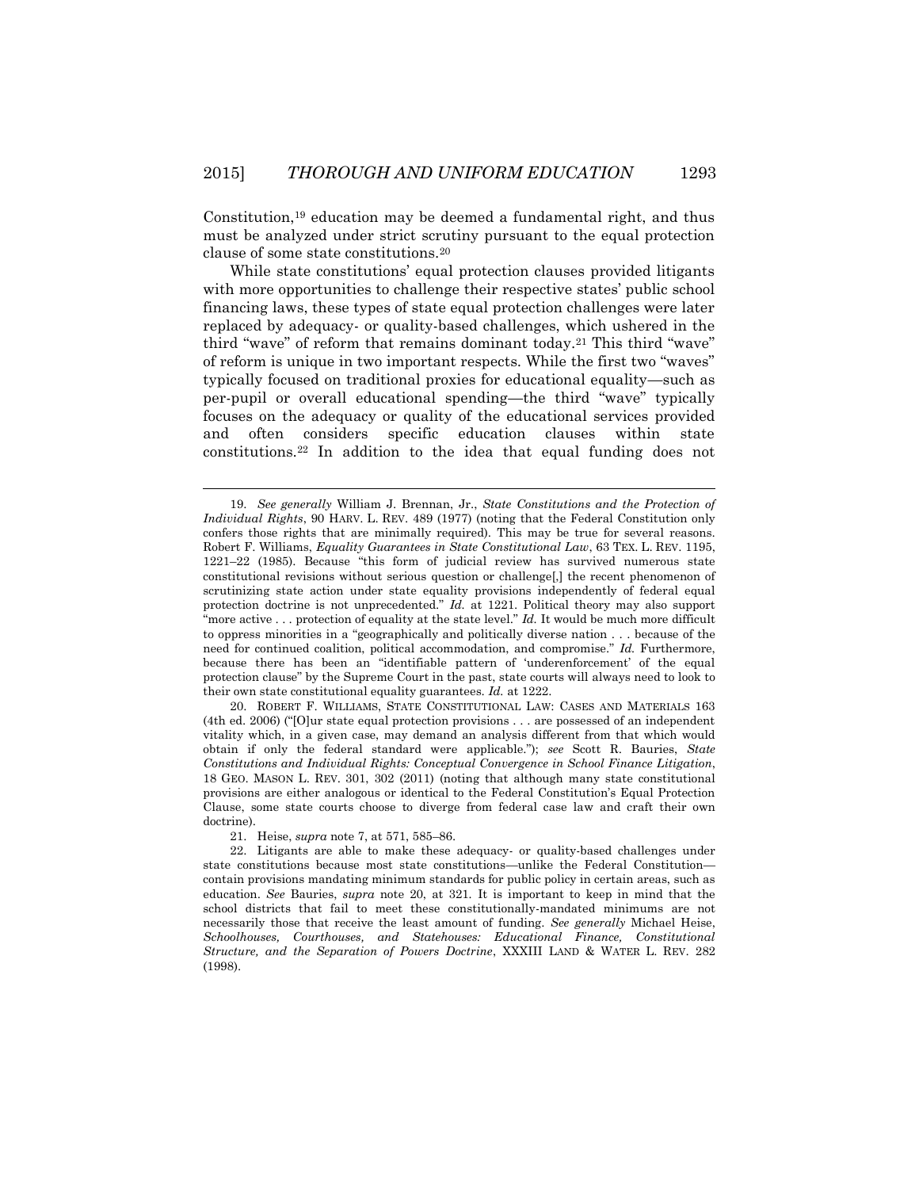Constitution,[19] education may be deemed a fundamental right, and thus must be analyzed under strict scrutiny pursuant to the equal protection clause of some state constitutions.[20]

While state constitutions' equal protection clauses provided litigants with more opportunities to challenge their respective states' public school financing laws, these types of state equal protection challenges were later replaced by adequacy- or quality-based challenges, which ushered in the third "wave" of reform that remains dominant today.[21] This third "wave" of reform is unique in two important respects. While the first two "waves" typically focused on traditional proxies for educational equality—such as per-pupil or overall educational spending—the third "wave" typically focuses on the adequacy or quality of the educational services provided and often considers specific education clauses within state constitutions.[22] In addition to the idea that equal funding does not

---

19. *See generally* William J. Brennan, Jr., *State Constitutions and the Protection of Individual Rights*, 90 HARV. L. REV. 489 (1977) (noting that the Federal Constitution only confers those rights that are minimally required). This may be true for several reasons. Robert F. Williams, *Equality Guarantees in State Constitutional Law*, 63 TEX. L. REV. 1195, 1221–22 (1985). Because "this form of judicial review has survived numerous state constitutional revisions without serious question or challenge[,] the recent phenomenon of scrutinizing state action under state equality provisions independently of federal equal protection doctrine is not unprecedented." *Id.* at 1221. Political theory may also support "more active . . . protection of equality at the state level." *Id.* It would be much more difficult to oppress minorities in a "geographically and politically diverse nation . . . because of the need for continued coalition, political accommodation, and compromise." *Id.* Furthermore, because there has been an "identifiable pattern of 'underenforcement' of the equal protection clause" by the Supreme Court in the past, state courts will always need to look to their own state constitutional equality guarantees. *Id.* at 1222.

20. ROBERT F. WILLIAMS, STATE CONSTITUTIONAL LAW: CASES AND MATERIALS 163 (4th ed. 2006) ("[O]ur state equal protection provisions . . . are possessed of an independent vitality which, in a given case, may demand an analysis different from that which would obtain if only the federal standard were applicable."); *see* Scott R. Bauries, *State Constitutions and Individual Rights: Conceptual Convergence in School Finance Litigation*, 18 GEO. MASON L. REV. 301, 302 (2011) (noting that although many state constitutional provisions are either analogous or identical to the Federal Constitution's Equal Protection Clause, some state courts choose to diverge from federal case law and craft their own doctrine).

21. Heise, *supra* note 7, at 571, 585–86.

22. Litigants are able to make these adequacy- or quality-based challenges under state constitutions because most state constitutions—unlike the Federal Constitution—contain provisions mandating minimum standards for public policy in certain areas, such as education. *See* Bauries, *supra* note 20, at 321. It is important to keep in mind that the school districts that fail to meet these constitutionally-mandated minimums are not necessarily those that receive the least amount of funding. *See generally* Michael Heise, *Schoolhouses, Courthouses, and Statehouses: Educational Finance, Constitutional Structure, and the Separation of Powers Doctrine*, XXXIII LAND & WATER L. REV. 282 (1998).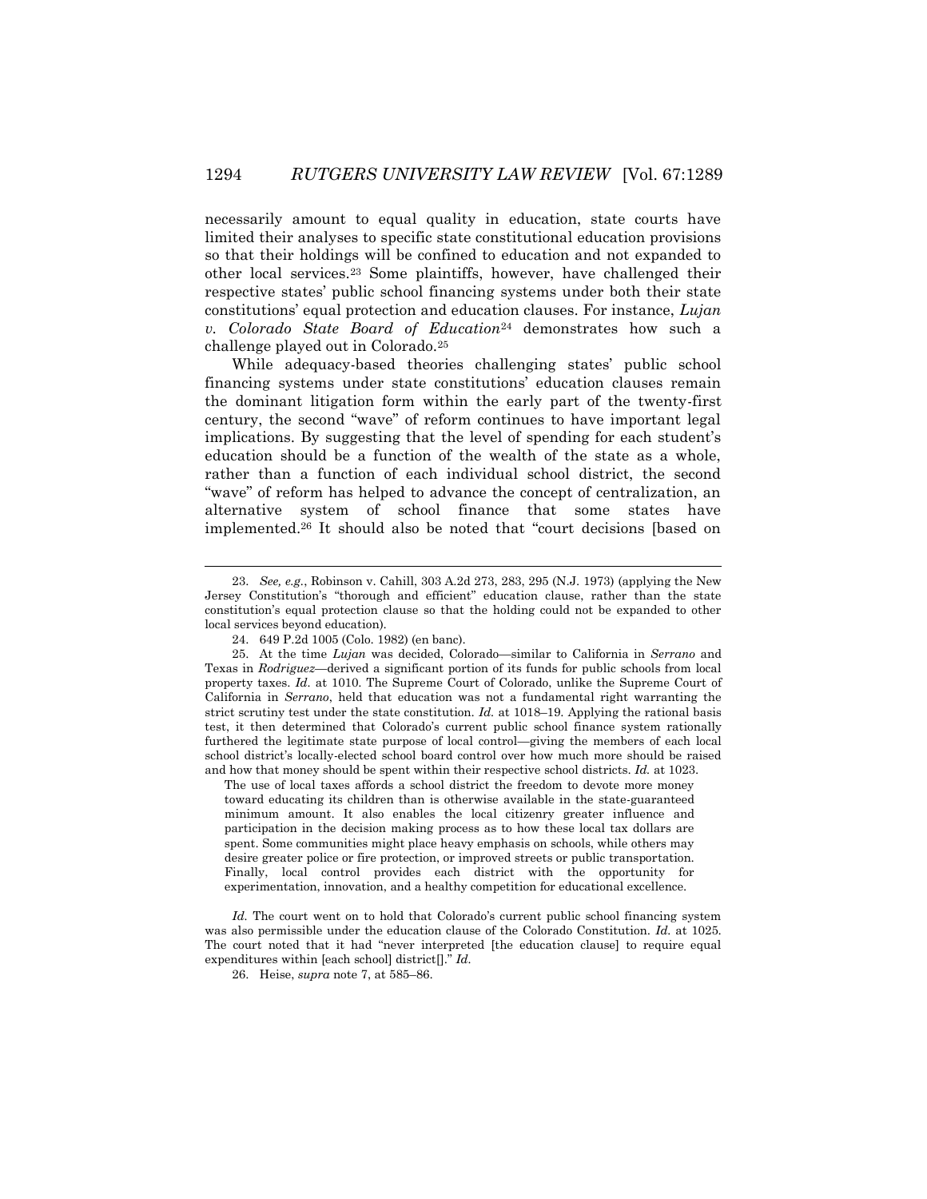necessarily amount to equal quality in education, state courts have limited their analyses to specific state constitutional education provisions so that their holdings will be confined to education and not expanded to other local services.[23] Some plaintiffs, however, have challenged their respective states' public school financing systems under both their state constitutions' equal protection and education clauses. For instance, *Lujan v. Colorado State Board of Education*[24] demonstrates how such a challenge played out in Colorado.[25]

While adequacy-based theories challenging states' public school financing systems under state constitutions' education clauses remain the dominant litigation form within the early part of the twenty-first century, the second "wave" of reform continues to have important legal implications. By suggesting that the level of spending for each student's education should be a function of the wealth of the state as a whole, rather than a function of each individual school district, the second "wave" of reform has helped to advance the concept of centralization, an alternative system of school finance that some states have implemented.[26] It should also be noted that "court decisions [based on

---

23. *See, e.g.*, Robinson v. Cahill, 303 A.2d 273, 283, 295 (N.J. 1973) (applying the New Jersey Constitution's "thorough and efficient" education clause, rather than the state constitution's equal protection clause so that the holding could not be expanded to other local services beyond education).

24. 649 P.2d 1005 (Colo. 1982) (en banc).

25. At the time *Lujan* was decided, Colorado—similar to California in *Serrano* and Texas in *Rodriguez*—derived a significant portion of its funds for public schools from local property taxes. *Id.* at 1010. The Supreme Court of Colorado, unlike the Supreme Court of California in *Serrano*, held that education was not a fundamental right warranting the strict scrutiny test under the state constitution. *Id.* at 1018–19. Applying the rational basis test, it then determined that Colorado's current public school finance system rationally furthered the legitimate state purpose of local control—giving the members of each local school district's locally-elected school board control over how much more should be raised and how that money should be spent within their respective school districts. *Id.* at 1023.

> The use of local taxes affords a school district the freedom to devote more money toward educating its children than is otherwise available in the state-guaranteed minimum amount. It also enables the local citizenry greater influence and participation in the decision making process as to how these local tax dollars are spent. Some communities might place heavy emphasis on schools, while others may desire greater police or fire protection, or improved streets or public transportation. Finally, local control provides each district with the opportunity for experimentation, innovation, and a healthy competition for educational excellence.

*Id.* The court went on to hold that Colorado's current public school financing system was also permissible under the education clause of the Colorado Constitution. *Id.* at 1025. The court noted that it had "never interpreted [the education clause] to require equal expenditures within [each school] district[]." *Id.*

26. Heise, *supra* note 7, at 585–86.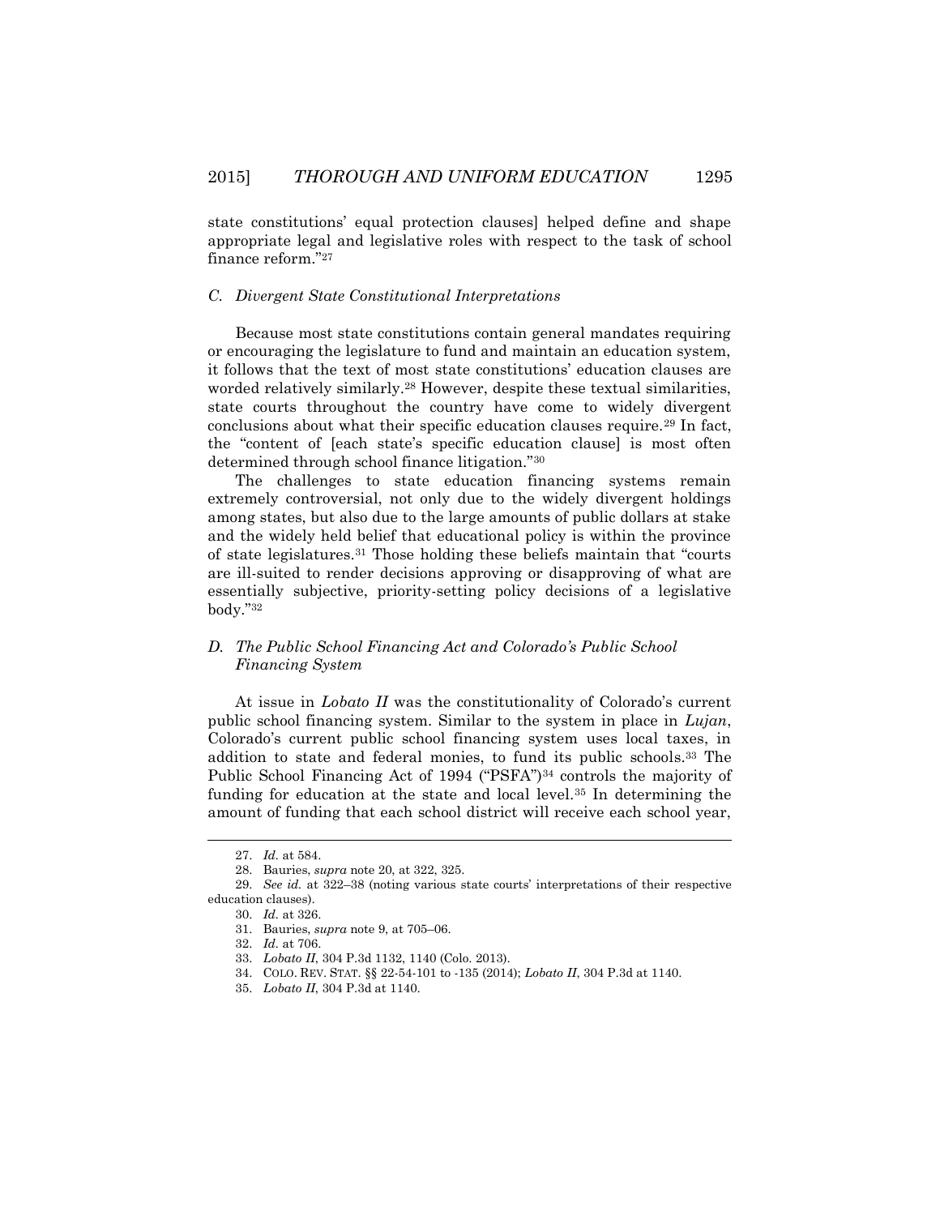state constitutions' equal protection clauses] helped define and shape appropriate legal and legislative roles with respect to the task of school finance reform."[27]

### C. *Divergent State Constitutional Interpretations*

Because most state constitutions contain general mandates requiring or encouraging the legislature to fund and maintain an education system, it follows that the text of most state constitutions' education clauses are worded relatively similarly.[28] However, despite these textual similarities, state courts throughout the country have come to widely divergent conclusions about what their specific education clauses require.[29] In fact, the "content of [each state's specific education clause] is most often determined through school finance litigation."[30]

The challenges to state education financing systems remain extremely controversial, not only due to the widely divergent holdings among states, but also due to the large amounts of public dollars at stake and the widely held belief that educational policy is within the province of state legislatures.[31] Those holding these beliefs maintain that "courts are ill-suited to render decisions approving or disapproving of what are essentially subjective, priority-setting policy decisions of a legislative body."[32]

### D. *The Public School Financing Act and Colorado's Public School Financing System*

At issue in *Lobato II* was the constitutionality of Colorado's current public school financing system. Similar to the system in place in *Lujan*, Colorado's current public school financing system uses local taxes, in addition to state and federal monies, to fund its public schools.[33] The Public School Financing Act of 1994 ("PSFA")[34] controls the majority of funding for education at the state and local level.[35] In determining the amount of funding that each school district will receive each school year,

---

27. *Id.* at 584.
28. Bauries, *supra* note 20, at 322, 325.
29. *See id.* at 322–38 (noting various state courts' interpretations of their respective education clauses).
30. *Id.* at 326.
31. Bauries, *supra* note 9, at 705–06.
32. *Id.* at 706.
33. *Lobato II*, 304 P.3d 1132, 1140 (Colo. 2013).
34. COLO. REV. STAT. §§ 22-54-101 to -135 (2014); *Lobato II*, 304 P.3d at 1140.
35. *Lobato II*, 304 P.3d at 1140.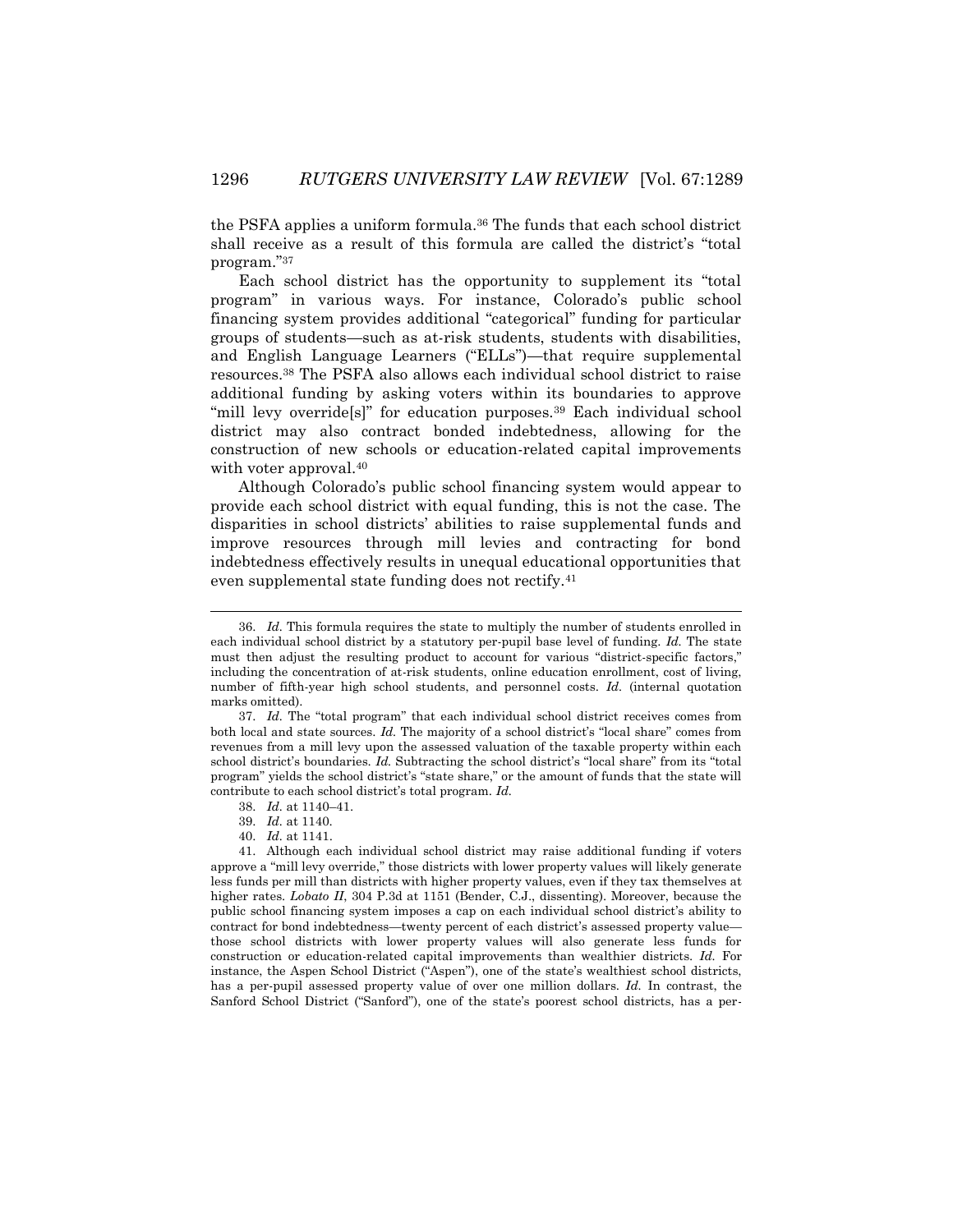the PSFA applies a uniform formula.[36] The funds that each school district shall receive as a result of this formula are called the district's "total program."[37]

Each school district has the opportunity to supplement its "total program" in various ways. For instance, Colorado's public school financing system provides additional "categorical" funding for particular groups of students—such as at-risk students, students with disabilities, and English Language Learners ("ELLs")—that require supplemental resources.[38] The PSFA also allows each individual school district to raise additional funding by asking voters within its boundaries to approve "mill levy override[s]" for education purposes.[39] Each individual school district may also contract bonded indebtedness, allowing for the construction of new schools or education-related capital improvements with voter approval.[40]

Although Colorado's public school financing system would appear to provide each school district with equal funding, this is not the case. The disparities in school districts' abilities to raise supplemental funds and improve resources through mill levies and contracting for bond indebtedness effectively results in unequal educational opportunities that even supplemental state funding does not rectify.[41]

---

36. *Id.* This formula requires the state to multiply the number of students enrolled in each individual school district by a statutory per-pupil base level of funding. *Id.* The state must then adjust the resulting product to account for various "district-specific factors," including the concentration of at-risk students, online education enrollment, cost of living, number of fifth-year high school students, and personnel costs. *Id.* (internal quotation marks omitted).

37. *Id.* The "total program" that each individual school district receives comes from both local and state sources. *Id.* The majority of a school district's "local share" comes from revenues from a mill levy upon the assessed valuation of the taxable property within each school district's boundaries. *Id.* Subtracting the school district's "local share" from its "total program" yields the school district's "state share," or the amount of funds that the state will contribute to each school district's total program. *Id.*

38. *Id.* at 1140–41.

39. *Id.* at 1140.

40. *Id.* at 1141.

41. Although each individual school district may raise additional funding if voters approve a "mill levy override," those districts with lower property values will likely generate less funds per mill than districts with higher property values, even if they tax themselves at higher rates. *Lobato II*, 304 P.3d at 1151 (Bender, C.J., dissenting). Moreover, because the public school financing system imposes a cap on each individual school district's ability to contract for bond indebtedness—twenty percent of each district's assessed property value—those school districts with lower property values will also generate less funds for construction or education-related capital improvements than wealthier districts. *Id.* For instance, the Aspen School District ("Aspen"), one of the state's wealthiest school districts, has a per-pupil assessed property value of over one million dollars. *Id.* In contrast, the Sanford School District ("Sanford"), one of the state's poorest school districts, has a per-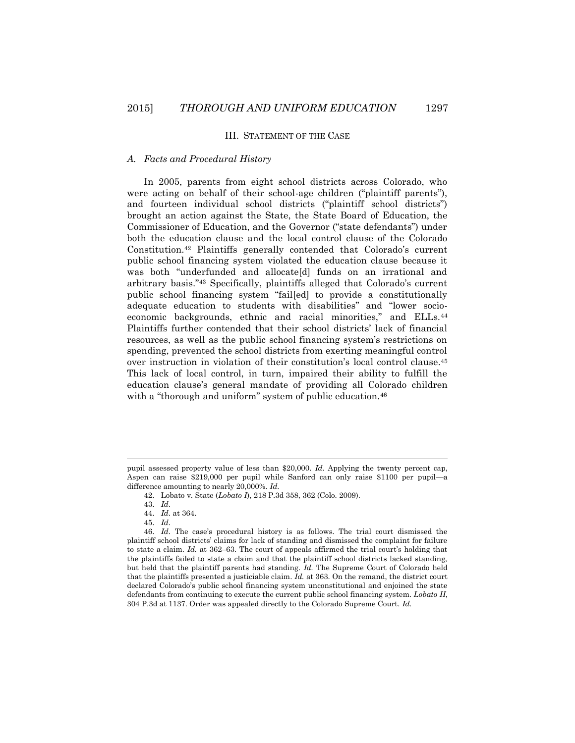## III. STATEMENT OF THE CASE

### *A. Facts and Procedural History*

In 2005, parents from eight school districts across Colorado, who were acting on behalf of their school-age children ("plaintiff parents"), and fourteen individual school districts ("plaintiff school districts") brought an action against the State, the State Board of Education, the Commissioner of Education, and the Governor ("state defendants") under both the education clause and the local control clause of the Colorado Constitution.[42] Plaintiffs generally contended that Colorado's current public school financing system violated the education clause because it was both "underfunded and allocate[d] funds on an irrational and arbitrary basis."[43] Specifically, plaintiffs alleged that Colorado's current public school financing system "fail[ed] to provide a constitutionally adequate education to students with disabilities" and "lower socio-economic backgrounds, ethnic and racial minorities," and ELLs.[44] Plaintiffs further contended that their school districts' lack of financial resources, as well as the public school financing system's restrictions on spending, prevented the school districts from exerting meaningful control over instruction in violation of their constitution's local control clause.[45] This lack of local control, in turn, impaired their ability to fulfill the education clause's general mandate of providing all Colorado children with a "thorough and uniform" system of public education.[46]

---

pupil assessed property value of less than $20,000. *Id.* Applying the twenty percent cap, Aspen can raise $219,000 per pupil while Sanford can only raise $1100 per pupil—a difference amounting to nearly 20,000%. *Id.*

42. Lobato v. State (*Lobato I*), 218 P.3d 358, 362 (Colo. 2009).

43. *Id.*

44. *Id.* at 364.

45. *Id.*

46. *Id.* The case's procedural history is as follows. The trial court dismissed the plaintiff school districts' claims for lack of standing and dismissed the complaint for failure to state a claim. *Id.* at 362–63. The court of appeals affirmed the trial court's holding that the plaintiffs failed to state a claim and that the plaintiff school districts lacked standing, but held that the plaintiff parents had standing. *Id.* The Supreme Court of Colorado held that the plaintiffs presented a justiciable claim. *Id.* at 363. On the remand, the district court declared Colorado's public school financing system unconstitutional and enjoined the state defendants from continuing to execute the current public school financing system. *Lobato II*, 304 P.3d at 1137. Order was appealed directly to the Colorado Supreme Court. *Id.*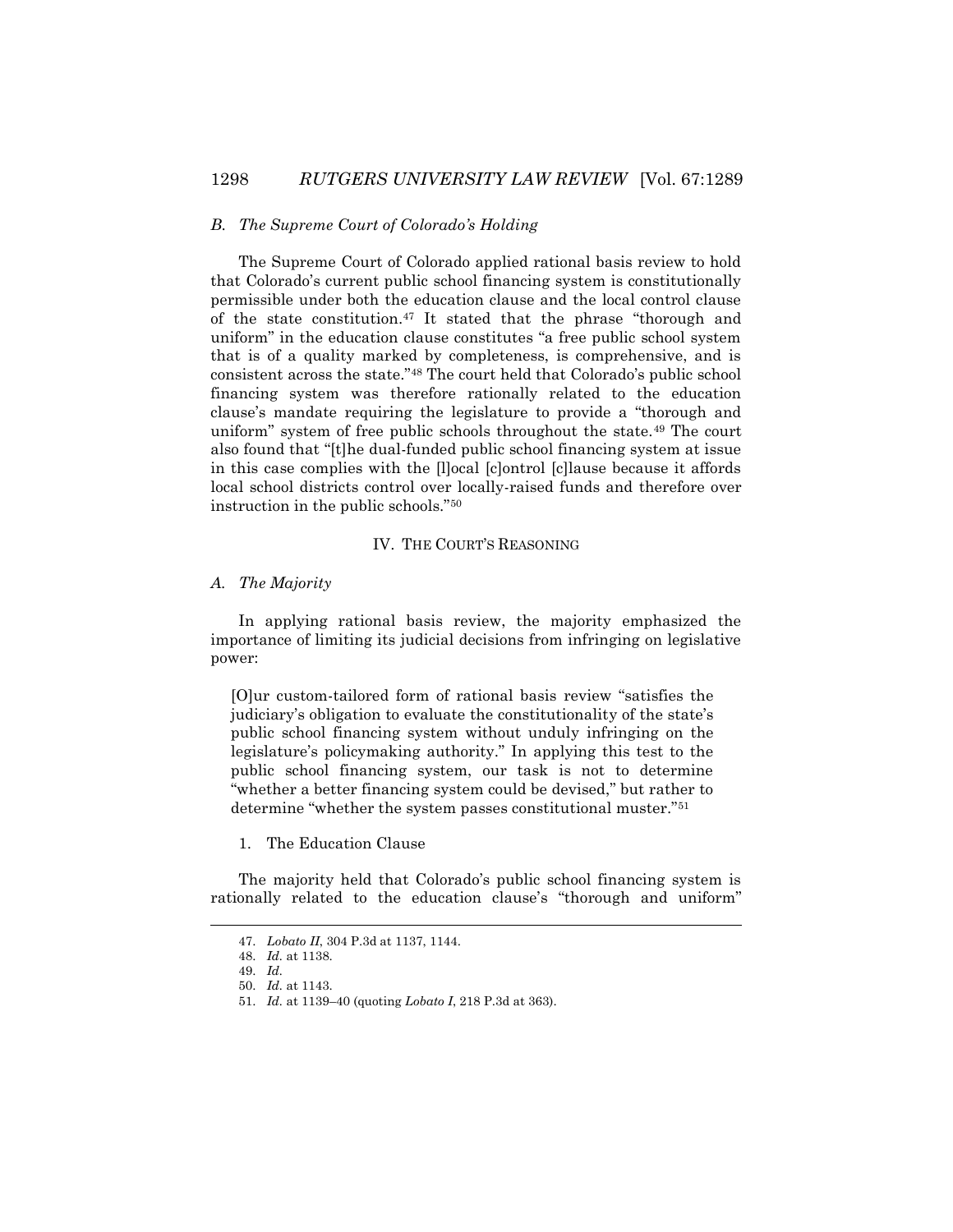### *B. The Supreme Court of Colorado's Holding*

The Supreme Court of Colorado applied rational basis review to hold that Colorado's current public school financing system is constitutionally permissible under both the education clause and the local control clause of the state constitution.[47] It stated that the phrase "thorough and uniform" in the education clause constitutes "a free public school system that is of a quality marked by completeness, is comprehensive, and is consistent across the state."[48] The court held that Colorado's public school financing system was therefore rationally related to the education clause's mandate requiring the legislature to provide a "thorough and uniform" system of free public schools throughout the state.[49] The court also found that "[t]he dual-funded public school financing system at issue in this case complies with the [l]ocal [c]ontrol [c]lause because it affords local school districts control over locally-raised funds and therefore over instruction in the public schools."[50]

## IV. THE COURT'S REASONING

### *A. The Majority*

In applying rational basis review, the majority emphasized the importance of limiting its judicial decisions from infringing on legislative power:

> [O]ur custom-tailored form of rational basis review "satisfies the judiciary's obligation to evaluate the constitutionality of the state's public school financing system without unduly infringing on the legislature's policymaking authority." In applying this test to the public school financing system, our task is not to determine "whether a better financing system could be devised," but rather to determine "whether the system passes constitutional muster."[51]

#### 1. The Education Clause

The majority held that Colorado's public school financing system is rationally related to the education clause's "thorough and uniform"

---

47. *Lobato II*, 304 P.3d at 1137, 1144.

48. *Id.* at 1138.

49. *Id.*

50. *Id.* at 1143.

51. *Id.* at 1139–40 (quoting *Lobato I*, 218 P.3d at 363).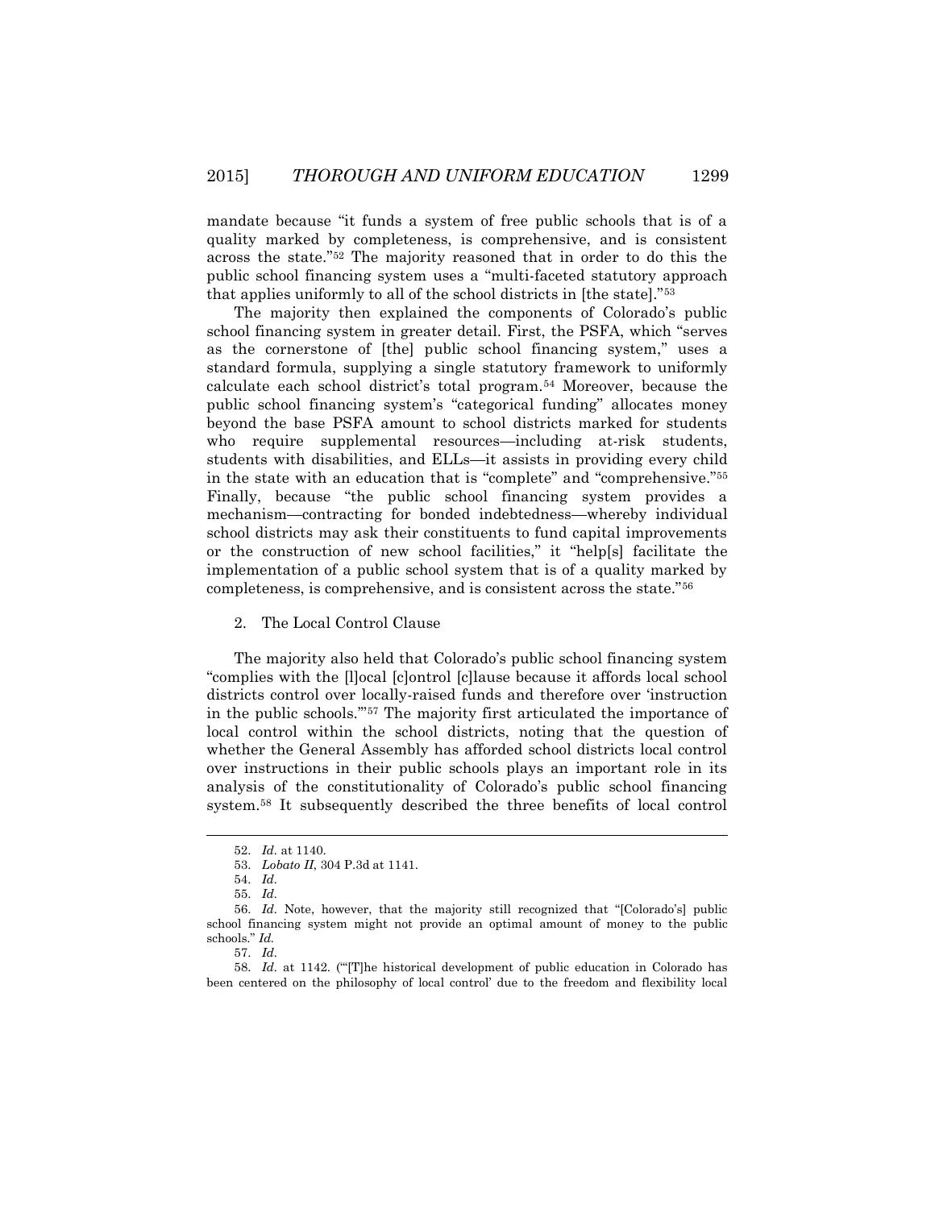mandate because "it funds a system of free public schools that is of a quality marked by completeness, is comprehensive, and is consistent across the state."[52] The majority reasoned that in order to do this the public school financing system uses a "multi-faceted statutory approach that applies uniformly to all of the school districts in [the state]."[53]

The majority then explained the components of Colorado's public school financing system in greater detail. First, the PSFA, which "serves as the cornerstone of [the] public school financing system," uses a standard formula, supplying a single statutory framework to uniformly calculate each school district's total program.[54] Moreover, because the public school financing system's "categorical funding" allocates money beyond the base PSFA amount to school districts marked for students who require supplemental resources—including at-risk students, students with disabilities, and ELLs—it assists in providing every child in the state with an education that is "complete" and "comprehensive."[55] Finally, because "the public school financing system provides a mechanism—contracting for bonded indebtedness—whereby individual school districts may ask their constituents to fund capital improvements or the construction of new school facilities," it "help[s] facilitate the implementation of a public school system that is of a quality marked by completeness, is comprehensive, and is consistent across the state."[56]

2. The Local Control Clause

The majority also held that Colorado's public school financing system "complies with the [l]ocal [c]ontrol [c]lause because it affords local school districts control over locally-raised funds and therefore over 'instruction in the public schools.'"[57] The majority first articulated the importance of local control within the school districts, noting that the question of whether the General Assembly has afforded school districts local control over instructions in their public schools plays an important role in its analysis of the constitutionality of Colorado's public school financing system.[58] It subsequently described the three benefits of local control

---

52. *Id.* at 1140.

53. *Lobato II*, 304 P.3d at 1141.

54. *Id.*

55. *Id.*

56. *Id.* Note, however, that the majority still recognized that "[Colorado's] public school financing system might not provide an optimal amount of money to the public schools." *Id.*

57. *Id.*

58. *Id.* at 1142. ("'[T]he historical development of public education in Colorado has been centered on the philosophy of local control' due to the freedom and flexibility local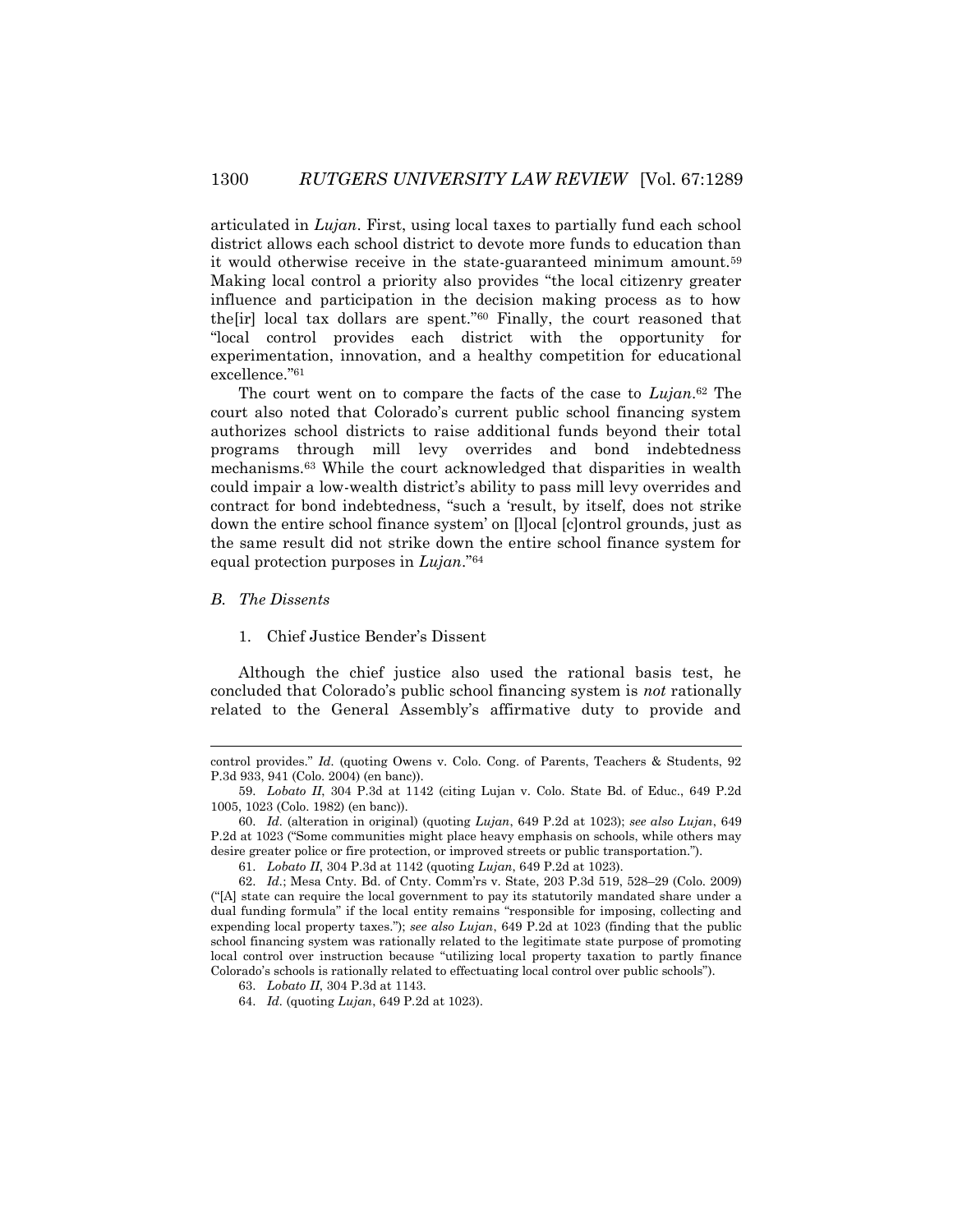articulated in *Lujan*. First, using local taxes to partially fund each school district allows each school district to devote more funds to education than it would otherwise receive in the state-guaranteed minimum amount.[59] Making local control a priority also provides "the local citizenry greater influence and participation in the decision making process as to how the[ir] local tax dollars are spent."[60] Finally, the court reasoned that "local control provides each district with the opportunity for experimentation, innovation, and a healthy competition for educational excellence."[61]

The court went on to compare the facts of the case to *Lujan*.[62] The court also noted that Colorado's current public school financing system authorizes school districts to raise additional funds beyond their total programs through mill levy overrides and bond indebtedness mechanisms.[63] While the court acknowledged that disparities in wealth could impair a low-wealth district's ability to pass mill levy overrides and contract for bond indebtedness, "such a 'result, by itself, does not strike down the entire school finance system' on [l]ocal [c]ontrol grounds, just as the same result did not strike down the entire school finance system for equal protection purposes in *Lujan*."[64]

### *B. The Dissents*

#### 1. Chief Justice Bender's Dissent

Although the chief justice also used the rational basis test, he concluded that Colorado's public school financing system is *not* rationally related to the General Assembly's affirmative duty to provide and

---

control provides." *Id.* (quoting Owens v. Colo. Cong. of Parents, Teachers & Students, 92 P.3d 933, 941 (Colo. 2004) (en banc)).

59. *Lobato II*, 304 P.3d at 1142 (citing Lujan v. Colo. State Bd. of Educ., 649 P.2d 1005, 1023 (Colo. 1982) (en banc)).

60. *Id.* (alteration in original) (quoting *Lujan*, 649 P.2d at 1023); *see also Lujan*, 649 P.2d at 1023 ("Some communities might place heavy emphasis on schools, while others may desire greater police or fire protection, or improved streets or public transportation.").

61. *Lobato II*, 304 P.3d at 1142 (quoting *Lujan*, 649 P.2d at 1023).

62. *Id.*; Mesa Cnty. Bd. of Cnty. Comm'rs v. State, 203 P.3d 519, 528–29 (Colo. 2009) ("[A] state can require the local government to pay its statutorily mandated share under a dual funding formula" if the local entity remains "responsible for imposing, collecting and expending local property taxes."); *see also Lujan*, 649 P.2d at 1023 (finding that the public school financing system was rationally related to the legitimate state purpose of promoting local control over instruction because "utilizing local property taxation to partly finance Colorado's schools is rationally related to effectuating local control over public schools").

63. *Lobato II*, 304 P.3d at 1143.

64. *Id.* (quoting *Lujan*, 649 P.2d at 1023).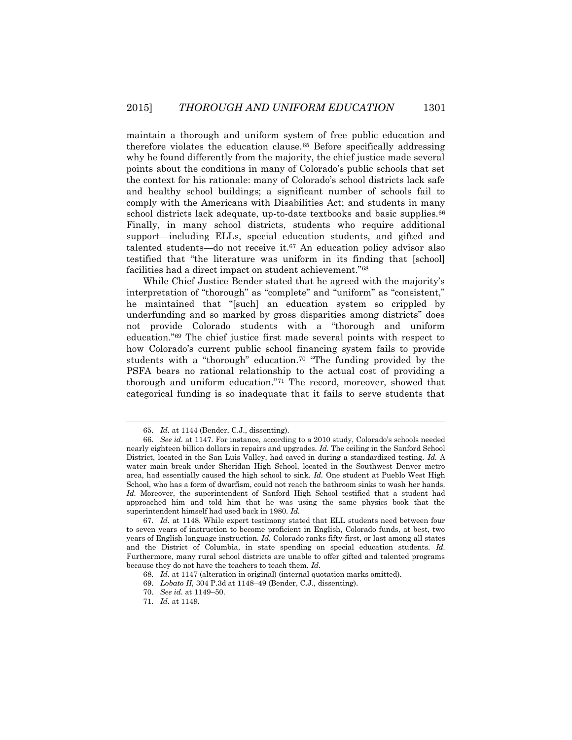maintain a thorough and uniform system of free public education and therefore violates the education clause.[65] Before specifically addressing why he found differently from the majority, the chief justice made several points about the conditions in many of Colorado's public schools that set the context for his rationale: many of Colorado's school districts lack safe and healthy school buildings; a significant number of schools fail to comply with the Americans with Disabilities Act; and students in many school districts lack adequate, up-to-date textbooks and basic supplies.[66] Finally, in many school districts, students who require additional support—including ELLs, special education students, and gifted and talented students—do not receive it.[67] An education policy advisor also testified that "the literature was uniform in its finding that [school] facilities had a direct impact on student achievement."[68]

While Chief Justice Bender stated that he agreed with the majority's interpretation of "thorough" as "complete" and "uniform" as "consistent," he maintained that "[such] an education system so crippled by underfunding and so marked by gross disparities among districts" does not provide Colorado students with a "thorough and uniform education."[69] The chief justice first made several points with respect to how Colorado's current public school financing system fails to provide students with a "thorough" education.[70] "The funding provided by the PSFA bears no rational relationship to the actual cost of providing a thorough and uniform education."[71] The record, moreover, showed that categorical funding is so inadequate that it fails to serve students that

---

65. *Id.* at 1144 (Bender, C.J., dissenting).

66. *See id.* at 1147. For instance, according to a 2010 study, Colorado's schools needed nearly eighteen billion dollars in repairs and upgrades. *Id.* The ceiling in the Sanford School District, located in the San Luis Valley, had caved in during a standardized testing. *Id.* A water main break under Sheridan High School, located in the Southwest Denver metro area, had essentially caused the high school to sink. *Id.* One student at Pueblo West High School, who has a form of dwarfism, could not reach the bathroom sinks to wash her hands. *Id.* Moreover, the superintendent of Sanford High School testified that a student had approached him and told him that he was using the same physics book that the superintendent himself had used back in 1980. *Id.*

67. *Id.* at 1148. While expert testimony stated that ELL students need between four to seven years of instruction to become proficient in English, Colorado funds, at best, two years of English-language instruction. *Id.* Colorado ranks fifty-first, or last among all states and the District of Columbia, in state spending on special education students. *Id.* Furthermore, many rural school districts are unable to offer gifted and talented programs because they do not have the teachers to teach them. *Id.*

68. *Id.* at 1147 (alteration in original) (internal quotation marks omitted).

69. *Lobato II*, 304 P.3d at 1148–49 (Bender, C.J., dissenting).

70. *See id.* at 1149–50.

71. *Id.* at 1149.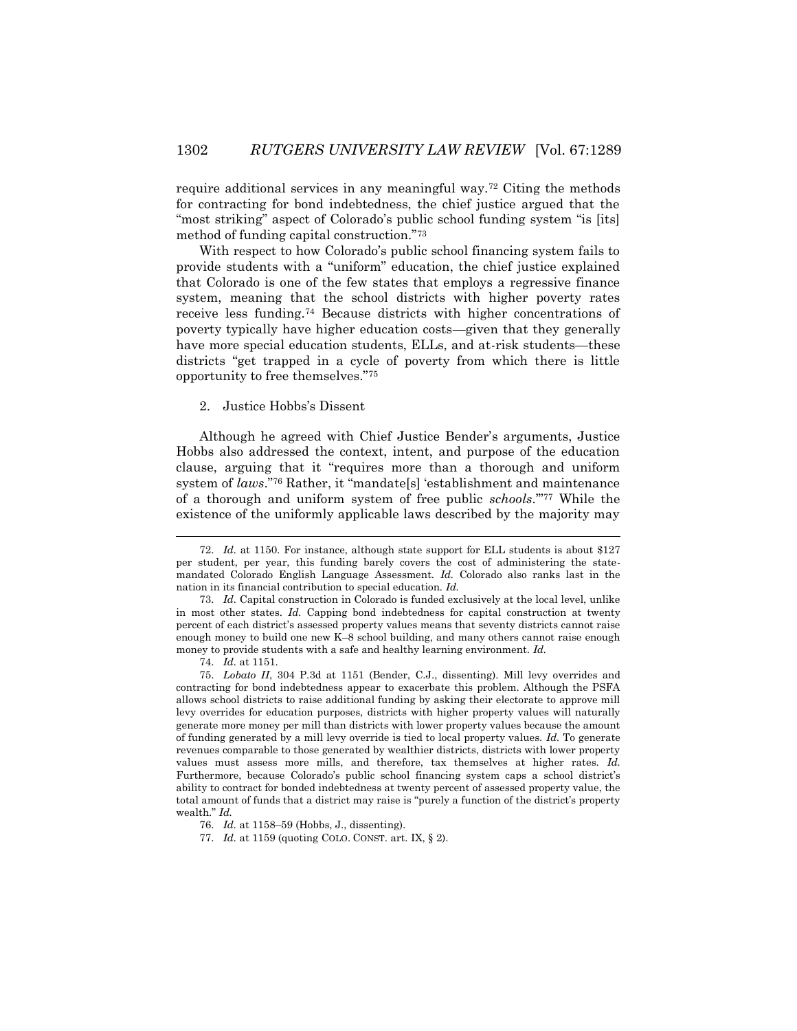require additional services in any meaningful way.[72] Citing the methods for contracting for bond indebtedness, the chief justice argued that the "most striking" aspect of Colorado's public school funding system "is [its] method of funding capital construction."[73]

With respect to how Colorado's public school financing system fails to provide students with a "uniform" education, the chief justice explained that Colorado is one of the few states that employs a regressive finance system, meaning that the school districts with higher poverty rates receive less funding.[74] Because districts with higher concentrations of poverty typically have higher education costs—given that they generally have more special education students, ELLs, and at-risk students—these districts "get trapped in a cycle of poverty from which there is little opportunity to free themselves."[75]

2. Justice Hobbs's Dissent

Although he agreed with Chief Justice Bender's arguments, Justice Hobbs also addressed the context, intent, and purpose of the education clause, arguing that it "requires more than a thorough and uniform system of *laws*."[76] Rather, it "mandate[s] 'establishment and maintenance of a thorough and uniform system of free public *schools*.'"[77] While the existence of the uniformly applicable laws described by the majority may

---

72. *Id.* at 1150. For instance, although state support for ELL students is about $127 per student, per year, this funding barely covers the cost of administering the state-mandated Colorado English Language Assessment. *Id.* Colorado also ranks last in the nation in its financial contribution to special education. *Id.*

73. *Id.* Capital construction in Colorado is funded exclusively at the local level, unlike in most other states. *Id.* Capping bond indebtedness for capital construction at twenty percent of each district's assessed property values means that seventy districts cannot raise enough money to build one new K–8 school building, and many others cannot raise enough money to provide students with a safe and healthy learning environment. *Id.*

74. *Id.* at 1151.

75. *Lobato II*, 304 P.3d at 1151 (Bender, C.J., dissenting). Mill levy overrides and contracting for bond indebtedness appear to exacerbate this problem. Although the PSFA allows school districts to raise additional funding by asking their electorate to approve mill levy overrides for education purposes, districts with higher property values will naturally generate more money per mill than districts with lower property values because the amount of funding generated by a mill levy override is tied to local property values. *Id.* To generate revenues comparable to those generated by wealthier districts, districts with lower property values must assess more mills, and therefore, tax themselves at higher rates. *Id.* Furthermore, because Colorado's public school financing system caps a school district's ability to contract for bonded indebtedness at twenty percent of assessed property value, the total amount of funds that a district may raise is "purely a function of the district's property wealth." *Id.*

76. *Id.* at 1158–59 (Hobbs, J., dissenting).

77. *Id.* at 1159 (quoting COLO. CONST. art. IX, § 2).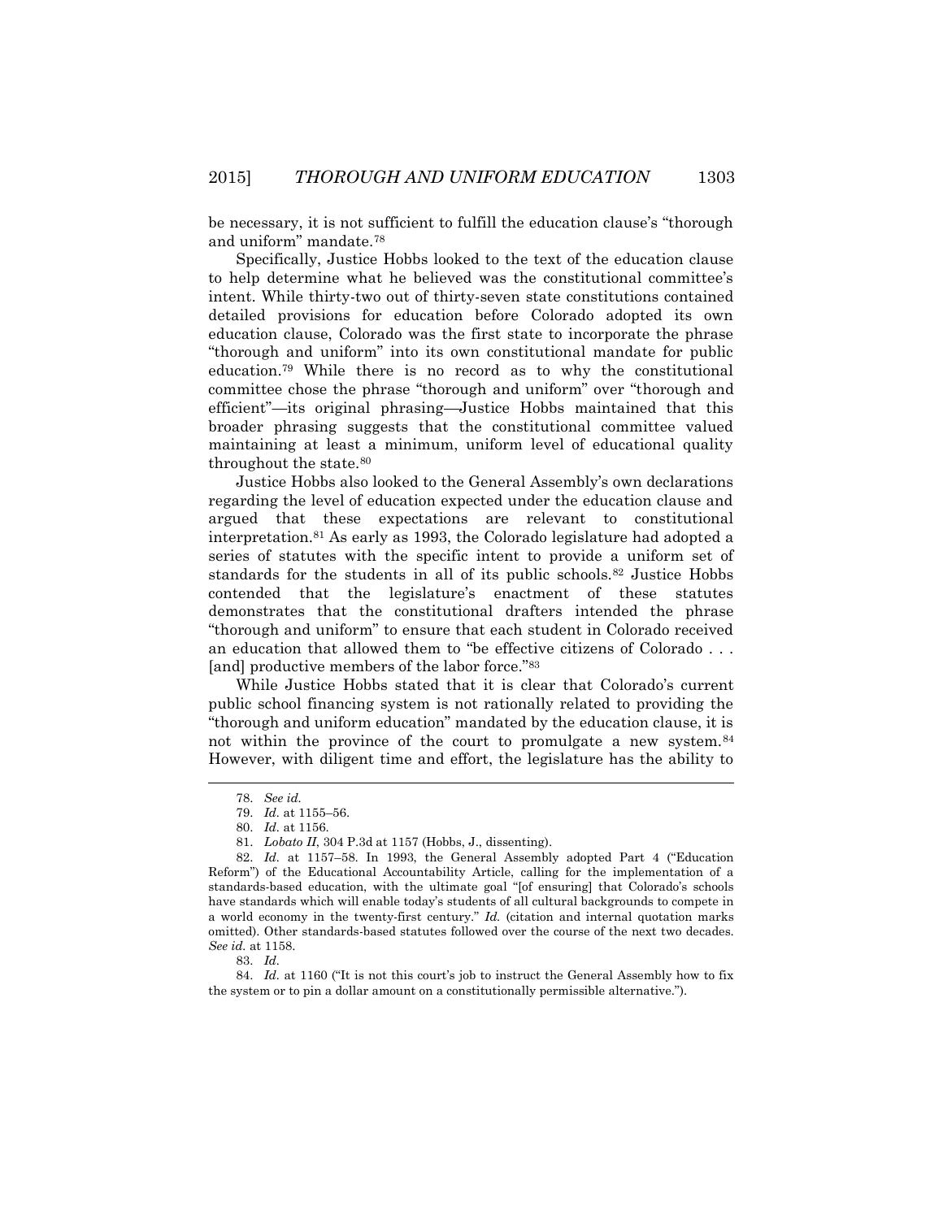be necessary, it is not sufficient to fulfill the education clause's "thorough and uniform" mandate.[78]

Specifically, Justice Hobbs looked to the text of the education clause to help determine what he believed was the constitutional committee's intent. While thirty-two out of thirty-seven state constitutions contained detailed provisions for education before Colorado adopted its own education clause, Colorado was the first state to incorporate the phrase "thorough and uniform" into its own constitutional mandate for public education.[79] While there is no record as to why the constitutional committee chose the phrase "thorough and uniform" over "thorough and efficient"—its original phrasing—Justice Hobbs maintained that this broader phrasing suggests that the constitutional committee valued maintaining at least a minimum, uniform level of educational quality throughout the state.[80]

Justice Hobbs also looked to the General Assembly's own declarations regarding the level of education expected under the education clause and argued that these expectations are relevant to constitutional interpretation.[81] As early as 1993, the Colorado legislature had adopted a series of statutes with the specific intent to provide a uniform set of standards for the students in all of its public schools.[82] Justice Hobbs contended that the legislature's enactment of these statutes demonstrates that the constitutional drafters intended the phrase "thorough and uniform" to ensure that each student in Colorado received an education that allowed them to "be effective citizens of Colorado . . . [and] productive members of the labor force."[83]

While Justice Hobbs stated that it is clear that Colorado's current public school financing system is not rationally related to providing the "thorough and uniform education" mandated by the education clause, it is not within the province of the court to promulgate a new system.[84] However, with diligent time and effort, the legislature has the ability to

---

78. *See id.*

79. *Id.* at 1155–56.

80. *Id.* at 1156.

81. *Lobato II*, 304 P.3d at 1157 (Hobbs, J., dissenting).

82. *Id.* at 1157–58. In 1993, the General Assembly adopted Part 4 ("Education Reform") of the Educational Accountability Article, calling for the implementation of a standards-based education, with the ultimate goal "[of ensuring] that Colorado's schools have standards which will enable today's students of all cultural backgrounds to compete in a world economy in the twenty-first century." *Id.* (citation and internal quotation marks omitted). Other standards-based statutes followed over the course of the next two decades. *See id.* at 1158.

83. *Id.*

84. *Id.* at 1160 ("It is not this court's job to instruct the General Assembly how to fix the system or to pin a dollar amount on a constitutionally permissible alternative.").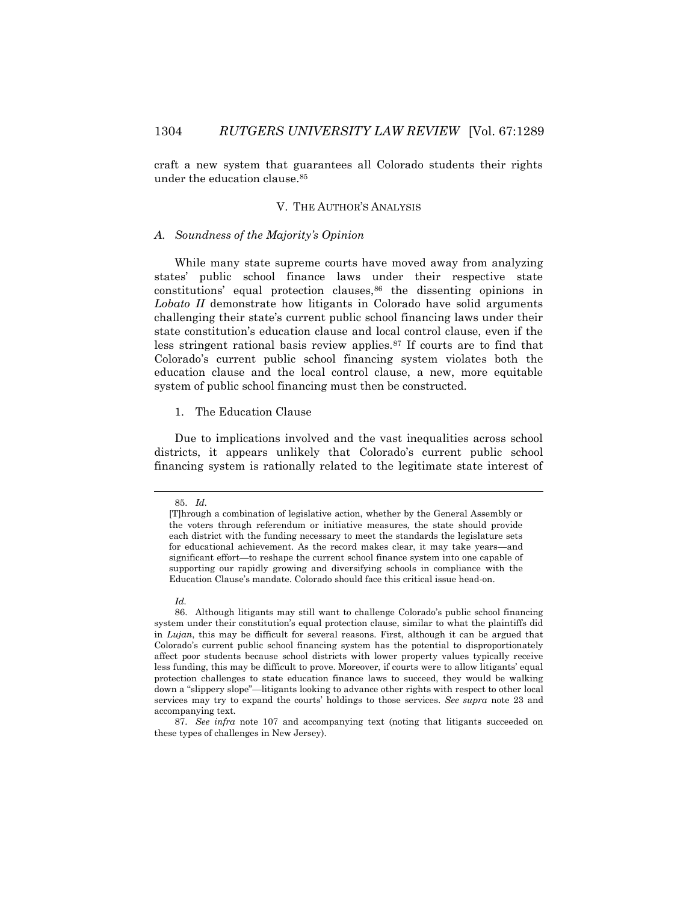craft a new system that guarantees all Colorado students their rights under the education clause.[85]

## V. THE AUTHOR'S ANALYSIS

### *A. Soundness of the Majority's Opinion*

While many state supreme courts have moved away from analyzing states' public school finance laws under their respective state constitutions' equal protection clauses,[86] the dissenting opinions in *Lobato II* demonstrate how litigants in Colorado have solid arguments challenging their state's current public school financing laws under their state constitution's education clause and local control clause, even if the less stringent rational basis review applies.[87] If courts are to find that Colorado's current public school financing system violates both the education clause and the local control clause, a new, more equitable system of public school financing must then be constructed.

#### 1. The Education Clause

Due to implications involved and the vast inequalities across school districts, it appears unlikely that Colorado's current public school financing system is rationally related to the legitimate state interest of

---

85. *Id.*

> [T]hrough a combination of legislative action, whether by the General Assembly or the voters through referendum or initiative measures, the state should provide each district with the funding necessary to meet the standards the legislature sets for educational achievement. As the record makes clear, it may take years—and significant effort—to reshape the current school finance system into one capable of supporting our rapidly growing and diversifying schools in compliance with the Education Clause's mandate. Colorado should face this critical issue head-on.

*Id.*

86. Although litigants may still want to challenge Colorado's public school financing system under their constitution's equal protection clause, similar to what the plaintiffs did in *Lujan*, this may be difficult for several reasons. First, although it can be argued that Colorado's current public school financing system has the potential to disproportionately affect poor students because school districts with lower property values typically receive less funding, this may be difficult to prove. Moreover, if courts were to allow litigants' equal protection challenges to state education finance laws to succeed, they would be walking down a "slippery slope"—litigants looking to advance other rights with respect to other local services may try to expand the courts' holdings to those services. *See supra* note 23 and accompanying text.

87. *See infra* note 107 and accompanying text (noting that litigants succeeded on these types of challenges in New Jersey).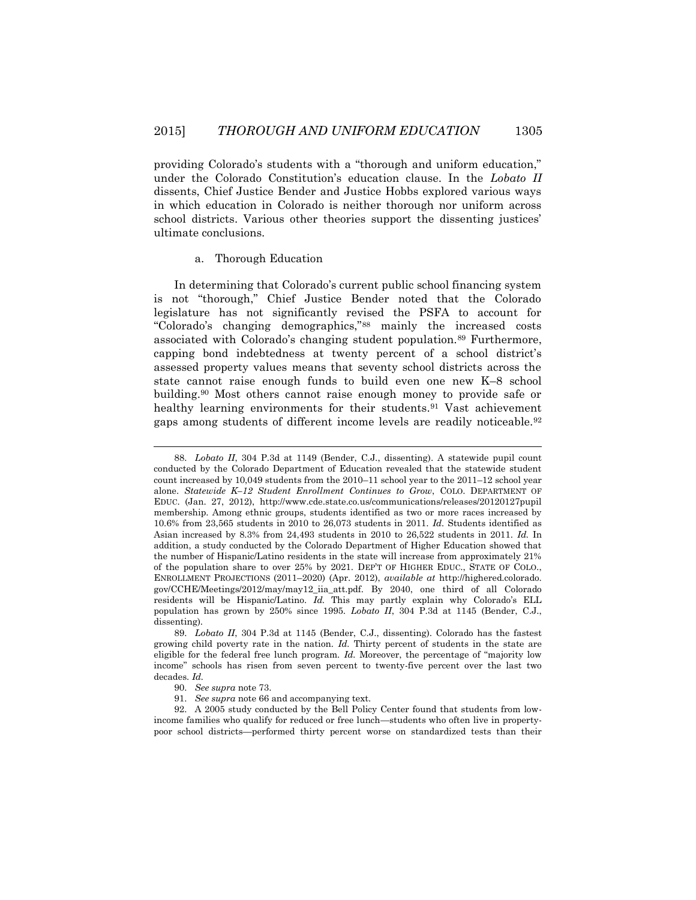providing Colorado's students with a "thorough and uniform education," under the Colorado Constitution's education clause. In the *Lobato II* dissents, Chief Justice Bender and Justice Hobbs explored various ways in which education in Colorado is neither thorough nor uniform across school districts. Various other theories support the dissenting justices' ultimate conclusions.

a. Thorough Education

In determining that Colorado's current public school financing system is not "thorough," Chief Justice Bender noted that the Colorado legislature has not significantly revised the PSFA to account for "Colorado's changing demographics,"[88] mainly the increased costs associated with Colorado's changing student population.[89] Furthermore, capping bond indebtedness at twenty percent of a school district's assessed property values means that seventy school districts across the state cannot raise enough funds to build even one new K–8 school building.[90] Most others cannot raise enough money to provide safe or healthy learning environments for their students.[91] Vast achievement gaps among students of different income levels are readily noticeable.[92]

---

88. *Lobato II*, 304 P.3d at 1149 (Bender, C.J., dissenting). A statewide pupil count conducted by the Colorado Department of Education revealed that the statewide student count increased by 10,049 students from the 2010–11 school year to the 2011–12 school year alone. *Statewide K–12 Student Enrollment Continues to Grow*, COLO. DEPARTMENT OF EDUC. (Jan. 27, 2012), http://www.cde.state.co.us/communications/releases/20120127pupil membership. Among ethnic groups, students identified as two or more races increased by 10.6% from 23,565 students in 2010 to 26,073 students in 2011. *Id*. Students identified as Asian increased by 8.3% from 24,493 students in 2010 to 26,522 students in 2011. *Id.* In addition, a study conducted by the Colorado Department of Higher Education showed that the number of Hispanic/Latino residents in the state will increase from approximately 21% of the population share to over 25% by 2021. DEP'T OF HIGHER EDUC., STATE OF COLO., ENROLLMENT PROJECTIONS (2011–2020) (Apr. 2012), *available at* http://highered.colorado.gov/CCHE/Meetings/2012/may/may12_iia_att.pdf. By 2040, one third of all Colorado residents will be Hispanic/Latino. *Id.* This may partly explain why Colorado's ELL population has grown by 250% since 1995. *Lobato II*, 304 P.3d at 1145 (Bender, C.J., dissenting).

89. *Lobato II*, 304 P.3d at 1145 (Bender, C.J., dissenting). Colorado has the fastest growing child poverty rate in the nation. *Id.* Thirty percent of students in the state are eligible for the federal free lunch program. *Id.* Moreover, the percentage of "majority low income" schools has risen from seven percent to twenty-five percent over the last two decades. *Id.*

90. *See supra* note 73.

91. *See supra* note 66 and accompanying text.

92. A 2005 study conducted by the Bell Policy Center found that students from low-income families who qualify for reduced or free lunch—students who often live in property-poor school districts—performed thirty percent worse on standardized tests than their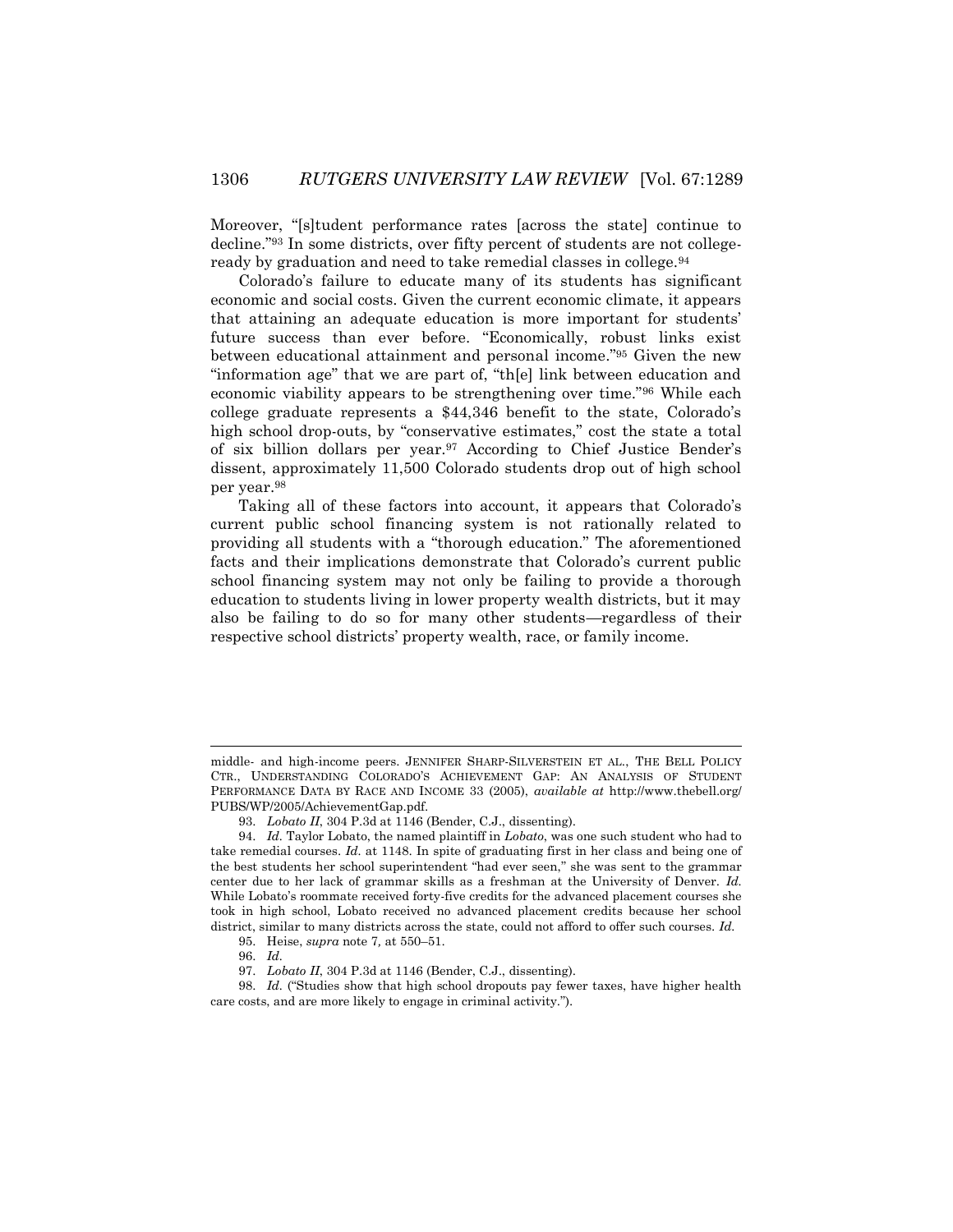Moreover, "[s]tudent performance rates [across the state] continue to decline."[93] In some districts, over fifty percent of students are not college-ready by graduation and need to take remedial classes in college.[94]

Colorado's failure to educate many of its students has significant economic and social costs. Given the current economic climate, it appears that attaining an adequate education is more important for students' future success than ever before. "Economically, robust links exist between educational attainment and personal income."[95] Given the new "information age" that we are part of, "th[e] link between education and economic viability appears to be strengthening over time."[96] While each college graduate represents a $44,346 benefit to the state, Colorado's high school drop-outs, by "conservative estimates," cost the state a total of six billion dollars per year.[97] According to Chief Justice Bender's dissent, approximately 11,500 Colorado students drop out of high school per year.[98]

Taking all of these factors into account, it appears that Colorado's current public school financing system is not rationally related to providing all students with a "thorough education." The aforementioned facts and their implications demonstrate that Colorado's current public school financing system may not only be failing to provide a thorough education to students living in lower property wealth districts, but it may also be failing to do so for many other students—regardless of their respective school districts' property wealth, race, or family income.

---

middle- and high-income peers. JENNIFER SHARP-SILVERSTEIN ET AL., THE BELL POLICY CTR., UNDERSTANDING COLORADO'S ACHIEVEMENT GAP: AN ANALYSIS OF STUDENT PERFORMANCE DATA BY RACE AND INCOME 33 (2005), *available at* http://www.thebell.org/PUBS/WP/2005/AchievementGap.pdf.

93. *Lobato II*, 304 P.3d at 1146 (Bender, C.J., dissenting).

94. *Id.* Taylor Lobato, the named plaintiff in *Lobato*, was one such student who had to take remedial courses. *Id.* at 1148. In spite of graduating first in her class and being one of the best students her school superintendent "had ever seen," she was sent to the grammar center due to her lack of grammar skills as a freshman at the University of Denver. *Id.* While Lobato's roommate received forty-five credits for the advanced placement courses she took in high school, Lobato received no advanced placement credits because her school district, similar to many districts across the state, could not afford to offer such courses. *Id.*

95. Heise, *supra* note 7, at 550–51.

96. *Id.*

97. *Lobato II*, 304 P.3d at 1146 (Bender, C.J., dissenting).

98. *Id.* ("Studies show that high school dropouts pay fewer taxes, have higher health care costs, and are more likely to engage in criminal activity.").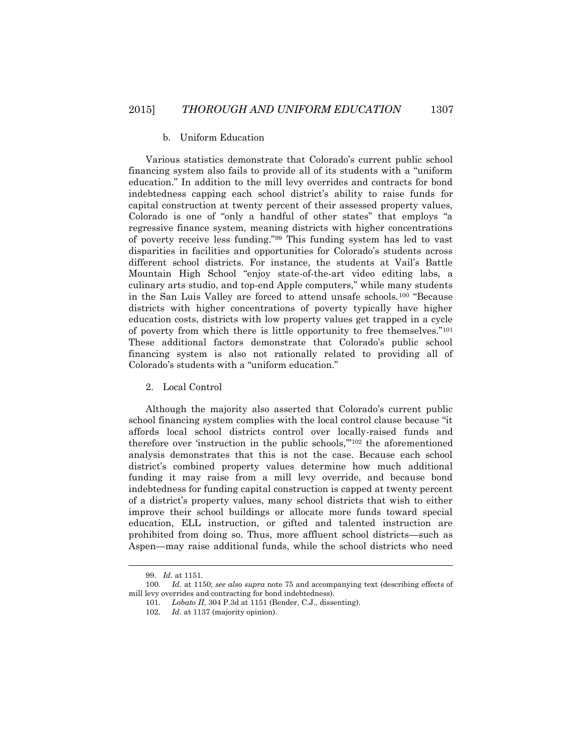b. Uniform Education

Various statistics demonstrate that Colorado's current public school financing system also fails to provide all of its students with a "uniform education." In addition to the mill levy overrides and contracts for bond indebtedness capping each school district's ability to raise funds for capital construction at twenty percent of their assessed property values, Colorado is one of "only a handful of other states" that employs "a regressive finance system, meaning districts with higher concentrations of poverty receive less funding."[99] This funding system has led to vast disparities in facilities and opportunities for Colorado's students across different school districts. For instance, the students at Vail's Battle Mountain High School "enjoy state-of-the-art video editing labs, a culinary arts studio, and top-end Apple computers," while many students in the San Luis Valley are forced to attend unsafe schools.[100] "Because districts with higher concentrations of poverty typically have higher education costs, districts with low property values get trapped in a cycle of poverty from which there is little opportunity to free themselves."[101] These additional factors demonstrate that Colorado's public school financing system is also not rationally related to providing all of Colorado's students with a "uniform education."

2. Local Control

Although the majority also asserted that Colorado's current public school financing system complies with the local control clause because "it affords local school districts control over locally-raised funds and therefore over 'instruction in the public schools,'"[102] the aforementioned analysis demonstrates that this is not the case. Because each school district's combined property values determine how much additional funding it may raise from a mill levy override, and because bond indebtedness for funding capital construction is capped at twenty percent of a district's property values, many school districts that wish to either improve their school buildings or allocate more funds toward special education, ELL instruction, or gifted and talented instruction are prohibited from doing so. Thus, more affluent school districts—such as Aspen—may raise additional funds, while the school districts who need

---

99. *Id.* at 1151.

100. *Id.* at 1150; *see also supra* note 75 and accompanying text (describing effects of mill levy overrides and contracting for bond indebtedness).

101. *Lobato II*, 304 P.3d at 1151 (Bender, C.J., dissenting).

102. *Id.* at 1137 (majority opinion).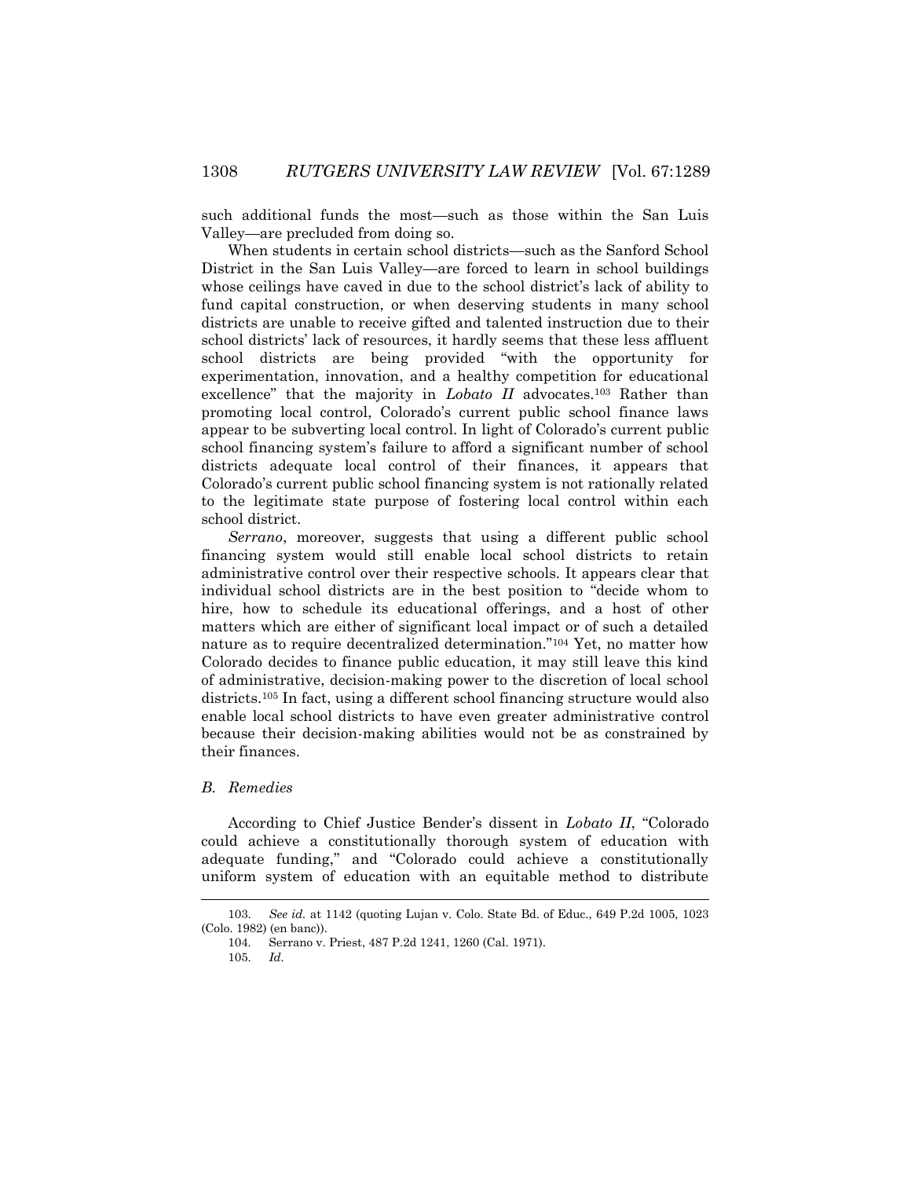such additional funds the most—such as those within the San Luis Valley—are precluded from doing so.

When students in certain school districts—such as the Sanford School District in the San Luis Valley—are forced to learn in school buildings whose ceilings have caved in due to the school district's lack of ability to fund capital construction, or when deserving students in many school districts are unable to receive gifted and talented instruction due to their school districts' lack of resources, it hardly seems that these less affluent school districts are being provided "with the opportunity for experimentation, innovation, and a healthy competition for educational excellence" that the majority in *Lobato II* advocates.[103] Rather than promoting local control, Colorado's current public school finance laws appear to be subverting local control. In light of Colorado's current public school financing system's failure to afford a significant number of school districts adequate local control of their finances, it appears that Colorado's current public school financing system is not rationally related to the legitimate state purpose of fostering local control within each school district.

*Serrano*, moreover, suggests that using a different public school financing system would still enable local school districts to retain administrative control over their respective schools. It appears clear that individual school districts are in the best position to "decide whom to hire, how to schedule its educational offerings, and a host of other matters which are either of significant local impact or of such a detailed nature as to require decentralized determination."[104] Yet, no matter how Colorado decides to finance public education, it may still leave this kind of administrative, decision-making power to the discretion of local school districts.[105] In fact, using a different school financing structure would also enable local school districts to have even greater administrative control because their decision-making abilities would not be as constrained by their finances.

### *B. Remedies*

According to Chief Justice Bender's dissent in *Lobato II*, "Colorado could achieve a constitutionally thorough system of education with adequate funding," and "Colorado could achieve a constitutionally uniform system of education with an equitable method to distribute

---

103. *See id.* at 1142 (quoting Lujan v. Colo. State Bd. of Educ., 649 P.2d 1005, 1023 (Colo. 1982) (en banc)).

104. Serrano v. Priest, 487 P.2d 1241, 1260 (Cal. 1971).

105. *Id.*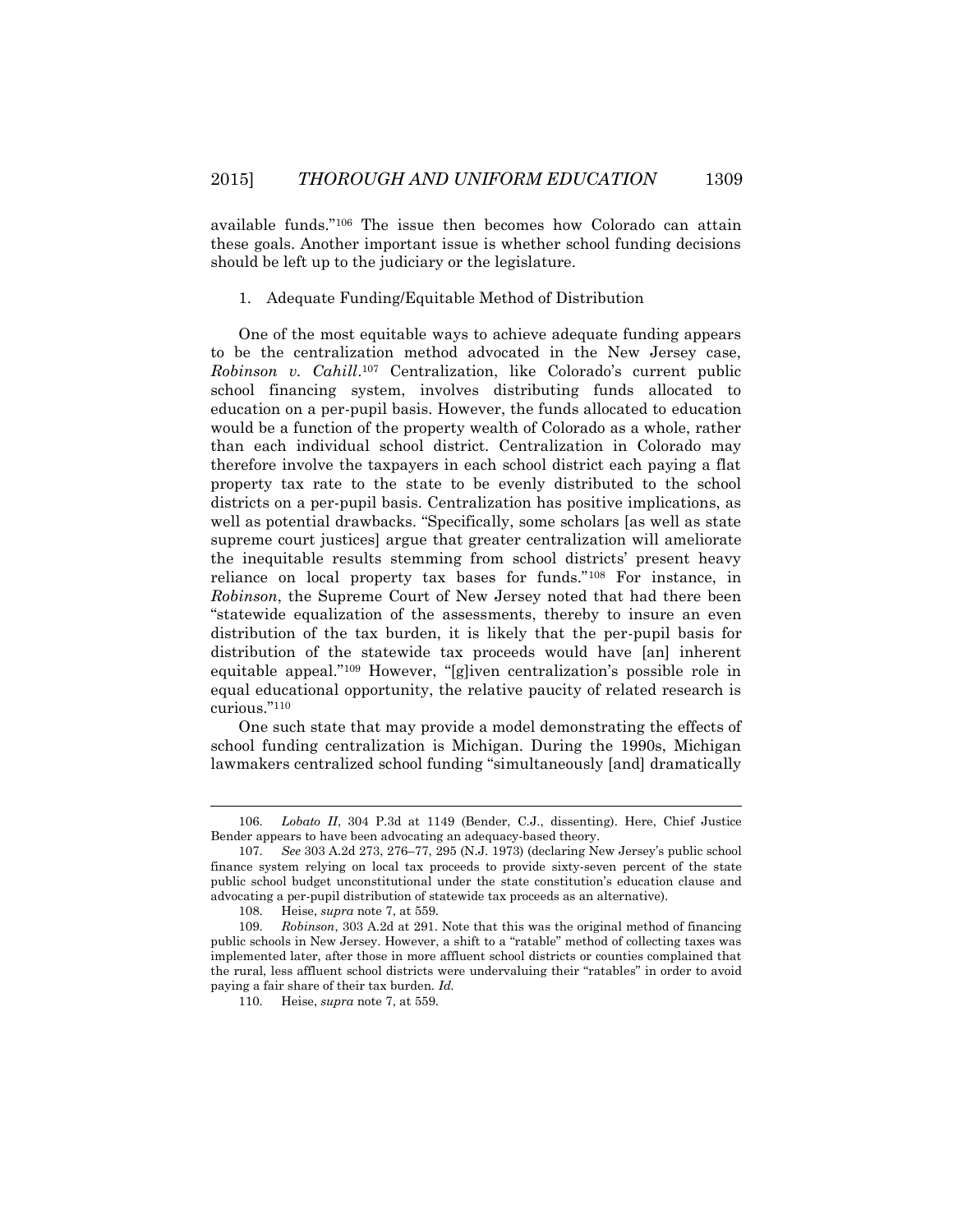available funds."[106] The issue then becomes how Colorado can attain these goals. Another important issue is whether school funding decisions should be left up to the judiciary or the legislature.

1. Adequate Funding/Equitable Method of Distribution

One of the most equitable ways to achieve adequate funding appears to be the centralization method advocated in the New Jersey case, *Robinson v. Cahill*.[107] Centralization, like Colorado's current public school financing system, involves distributing funds allocated to education on a per-pupil basis. However, the funds allocated to education would be a function of the property wealth of Colorado as a whole, rather than each individual school district. Centralization in Colorado may therefore involve the taxpayers in each school district each paying a flat property tax rate to the state to be evenly distributed to the school districts on a per-pupil basis. Centralization has positive implications, as well as potential drawbacks. "Specifically, some scholars [as well as state supreme court justices] argue that greater centralization will ameliorate the inequitable results stemming from school districts' present heavy reliance on local property tax bases for funds."[108] For instance, in *Robinson*, the Supreme Court of New Jersey noted that had there been "statewide equalization of the assessments, thereby to insure an even distribution of the tax burden, it is likely that the per-pupil basis for distribution of the statewide tax proceeds would have [an] inherent equitable appeal."[109] However, "[g]iven centralization's possible role in equal educational opportunity, the relative paucity of related research is curious."[110]

One such state that may provide a model demonstrating the effects of school funding centralization is Michigan. During the 1990s, Michigan lawmakers centralized school funding "simultaneously [and] dramatically

---

106. *Lobato II*, 304 P.3d at 1149 (Bender, C.J., dissenting). Here, Chief Justice Bender appears to have been advocating an adequacy-based theory.

107. *See* 303 A.2d 273, 276–77, 295 (N.J. 1973) (declaring New Jersey's public school finance system relying on local tax proceeds to provide sixty-seven percent of the state public school budget unconstitutional under the state constitution's education clause and advocating a per-pupil distribution of statewide tax proceeds as an alternative).

108. Heise, *supra* note 7, at 559.

109. *Robinson*, 303 A.2d at 291. Note that this was the original method of financing public schools in New Jersey. However, a shift to a "ratable" method of collecting taxes was implemented later, after those in more affluent school districts or counties complained that the rural, less affluent school districts were undervaluing their "ratables" in order to avoid paying a fair share of their tax burden. *Id.*

110. Heise, *supra* note 7, at 559.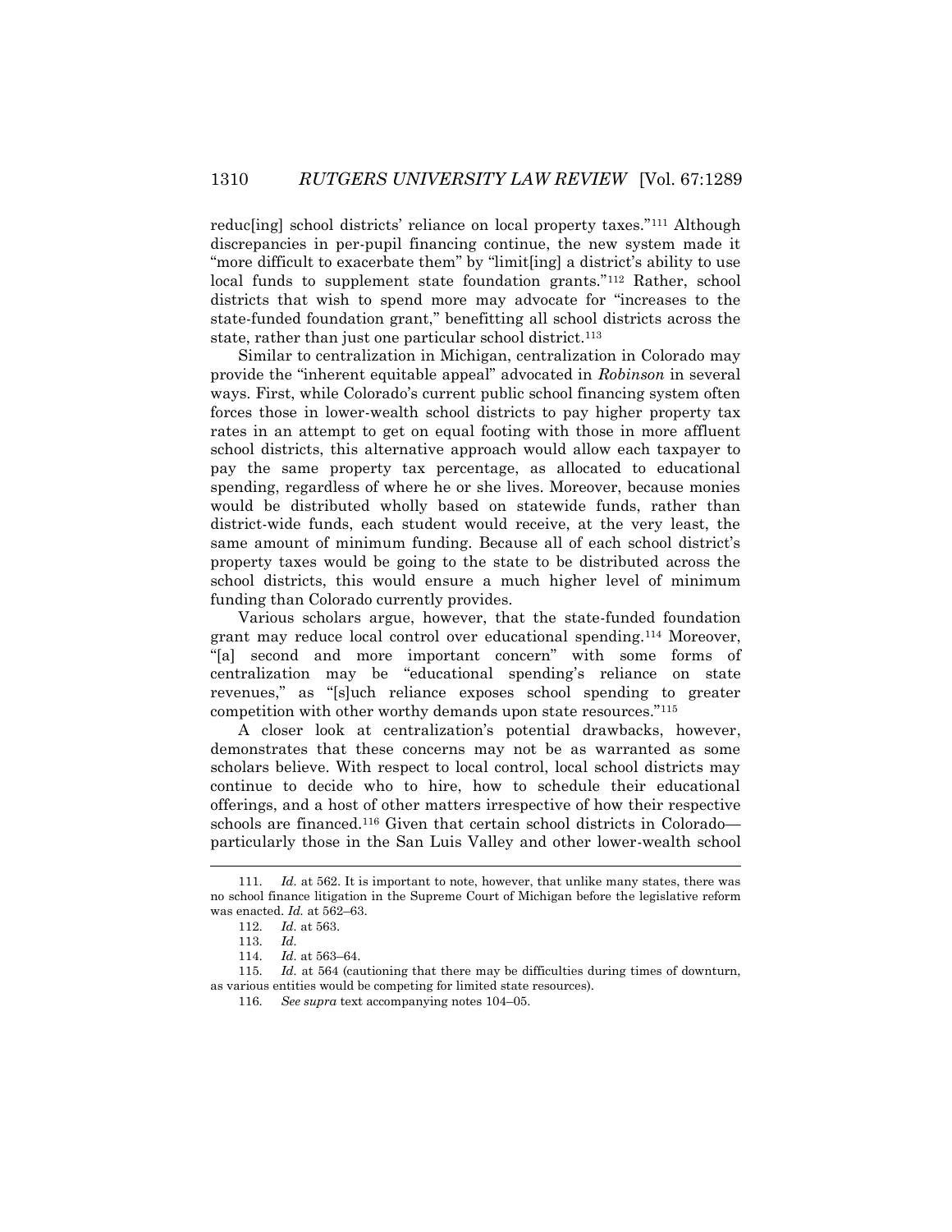reduc[ing] school districts' reliance on local property taxes."[111] Although discrepancies in per-pupil financing continue, the new system made it "more difficult to exacerbate them" by "limit[ing] a district's ability to use local funds to supplement state foundation grants."[112] Rather, school districts that wish to spend more may advocate for "increases to the state-funded foundation grant," benefitting all school districts across the state, rather than just one particular school district.[113]

Similar to centralization in Michigan, centralization in Colorado may provide the "inherent equitable appeal" advocated in *Robinson* in several ways. First, while Colorado's current public school financing system often forces those in lower-wealth school districts to pay higher property tax rates in an attempt to get on equal footing with those in more affluent school districts, this alternative approach would allow each taxpayer to pay the same property tax percentage, as allocated to educational spending, regardless of where he or she lives. Moreover, because monies would be distributed wholly based on statewide funds, rather than district-wide funds, each student would receive, at the very least, the same amount of minimum funding. Because all of each school district's property taxes would be going to the state to be distributed across the school districts, this would ensure a much higher level of minimum funding than Colorado currently provides.

Various scholars argue, however, that the state-funded foundation grant may reduce local control over educational spending.[114] Moreover, "[a] second and more important concern" with some forms of centralization may be "educational spending's reliance on state revenues," as "[s]uch reliance exposes school spending to greater competition with other worthy demands upon state resources."[115]

A closer look at centralization's potential drawbacks, however, demonstrates that these concerns may not be as warranted as some scholars believe. With respect to local control, local school districts may continue to decide who to hire, how to schedule their educational offerings, and a host of other matters irrespective of how their respective schools are financed.[116] Given that certain school districts in Colorado—particularly those in the San Luis Valley and other lower-wealth school

---

111. *Id.* at 562. It is important to note, however, that unlike many states, there was no school finance litigation in the Supreme Court of Michigan before the legislative reform was enacted. *Id.* at 562–63.

112. *Id.* at 563.

113. *Id.*

114. *Id.* at 563–64.

115. *Id.* at 564 (cautioning that there may be difficulties during times of downturn, as various entities would be competing for limited state resources).

116. *See supra* text accompanying notes 104–05.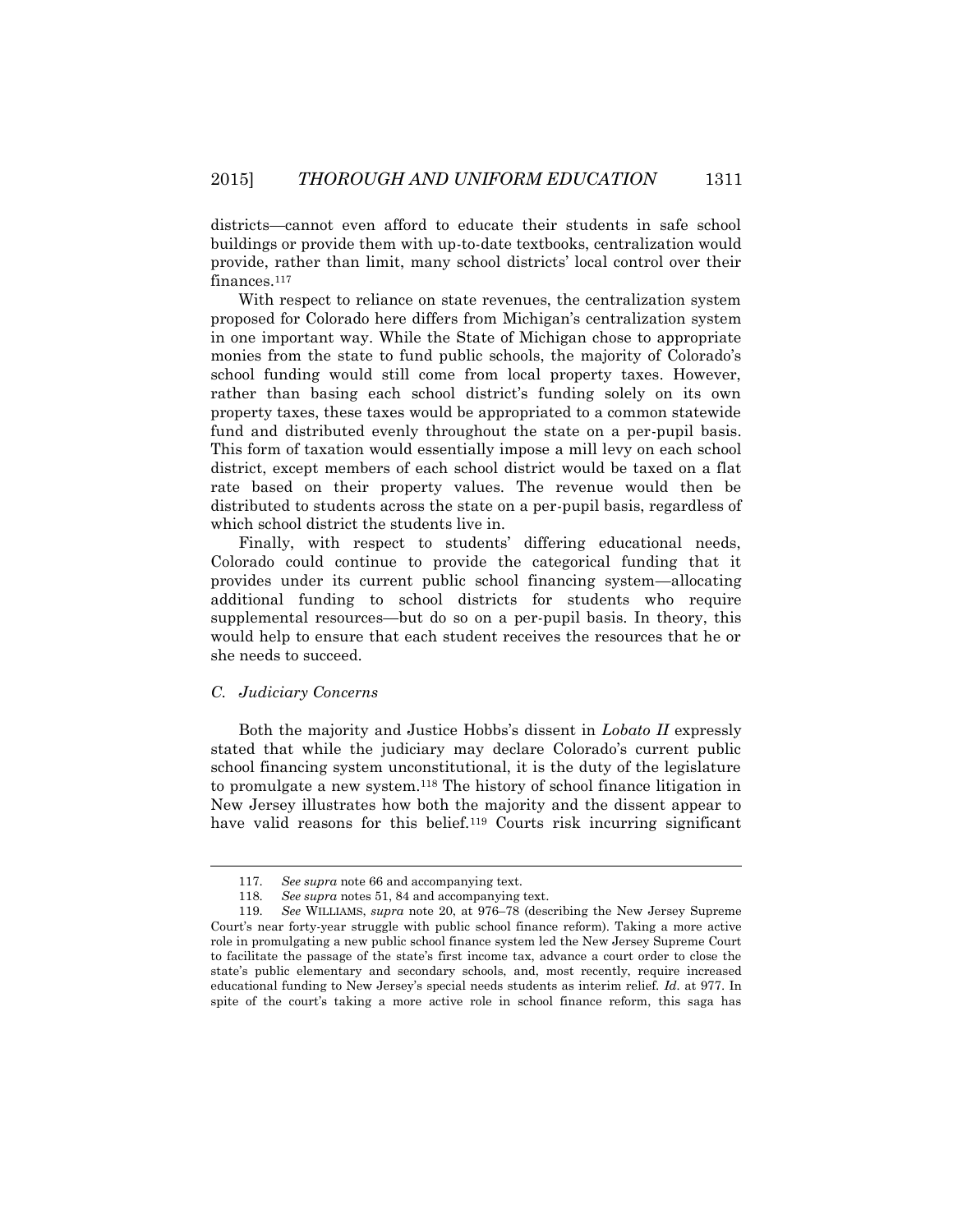districts—cannot even afford to educate their students in safe school buildings or provide them with up-to-date textbooks, centralization would provide, rather than limit, many school districts' local control over their finances.[117]

With respect to reliance on state revenues, the centralization system proposed for Colorado here differs from Michigan's centralization system in one important way. While the State of Michigan chose to appropriate monies from the state to fund public schools, the majority of Colorado's school funding would still come from local property taxes. However, rather than basing each school district's funding solely on its own property taxes, these taxes would be appropriated to a common statewide fund and distributed evenly throughout the state on a per-pupil basis. This form of taxation would essentially impose a mill levy on each school district, except members of each school district would be taxed on a flat rate based on their property values. The revenue would then be distributed to students across the state on a per-pupil basis, regardless of which school district the students live in.

Finally, with respect to students' differing educational needs, Colorado could continue to provide the categorical funding that it provides under its current public school financing system—allocating additional funding to school districts for students who require supplemental resources—but do so on a per-pupil basis. In theory, this would help to ensure that each student receives the resources that he or she needs to succeed.

### *C. Judiciary Concerns*

Both the majority and Justice Hobbs's dissent in *Lobato II* expressly stated that while the judiciary may declare Colorado's current public school financing system unconstitutional, it is the duty of the legislature to promulgate a new system.[118] The history of school finance litigation in New Jersey illustrates how both the majority and the dissent appear to have valid reasons for this belief.[119] Courts risk incurring significant

---

117. *See supra* note 66 and accompanying text.

118. *See supra* notes 51, 84 and accompanying text.

119. *See* WILLIAMS, *supra* note 20, at 976–78 (describing the New Jersey Supreme Court's near forty-year struggle with public school finance reform). Taking a more active role in promulgating a new public school finance system led the New Jersey Supreme Court to facilitate the passage of the state's first income tax, advance a court order to close the state's public elementary and secondary schools, and, most recently, require increased educational funding to New Jersey's special needs students as interim relief. *Id.* at 977. In spite of the court's taking a more active role in school finance reform, this saga has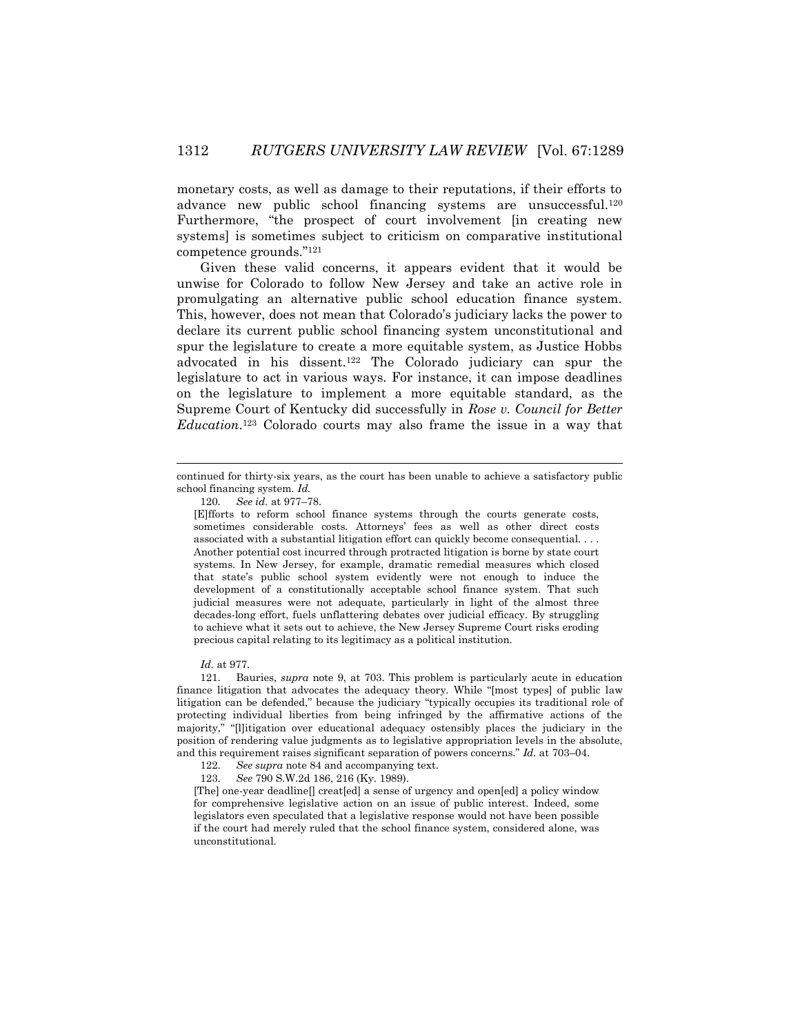monetary costs, as well as damage to their reputations, if their efforts to advance new public school financing systems are unsuccessful.[120] Furthermore, "the prospect of court involvement [in creating new systems] is sometimes subject to criticism on comparative institutional competence grounds."[121]

Given these valid concerns, it appears evident that it would be unwise for Colorado to follow New Jersey and take an active role in promulgating an alternative public school education finance system. This, however, does not mean that Colorado's judiciary lacks the power to declare its current public school financing system unconstitutional and spur the legislature to create a more equitable system, as Justice Hobbs advocated in his dissent.[122] The Colorado judiciary can spur the legislature to act in various ways. For instance, it can impose deadlines on the legislature to implement a more equitable standard, as the Supreme Court of Kentucky did successfully in *Rose v. Council for Better Education*.[123] Colorado courts may also frame the issue in a way that

---

continued for thirty-six years, as the court has been unable to achieve a satisfactory public school financing system. *Id.*

120. *See id.* at 977–78.

> [E]fforts to reform school finance systems through the courts generate costs, sometimes considerable costs. Attorneys' fees as well as other direct costs associated with a substantial litigation effort can quickly become consequential. . . . Another potential cost incurred through protracted litigation is borne by state court systems. In New Jersey, for example, dramatic remedial measures which closed that state's public school system evidently were not enough to induce the development of a constitutionally acceptable school finance system. That such judicial measures were not adequate, particularly in light of the almost three decades-long effort, fuels unflattering debates over judicial efficacy. By struggling to achieve what it sets out to achieve, the New Jersey Supreme Court risks eroding precious capital relating to its legitimacy as a political institution.

*Id.* at 977.

121. Bauries, *supra* note 9, at 703. This problem is particularly acute in education finance litigation that advocates the adequacy theory. While "[most types] of public law litigation can be defended," because the judiciary "typically occupies its traditional role of protecting individual liberties from being infringed by the affirmative actions of the majority," "[l]itigation over educational adequacy ostensibly places the judiciary in the position of rendering value judgments as to legislative appropriation levels in the absolute, and this requirement raises significant separation of powers concerns." *Id.* at 703–04.

122. *See supra* note 84 and accompanying text.

123. *See* 790 S.W.2d 186, 216 (Ky. 1989).

> [The] one-year deadline[] creat[ed] a sense of urgency and open[ed] a policy window for comprehensive legislative action on an issue of public interest. Indeed, some legislators even speculated that a legislative response would not have been possible if the court had merely ruled that the school finance system, considered alone, was unconstitutional.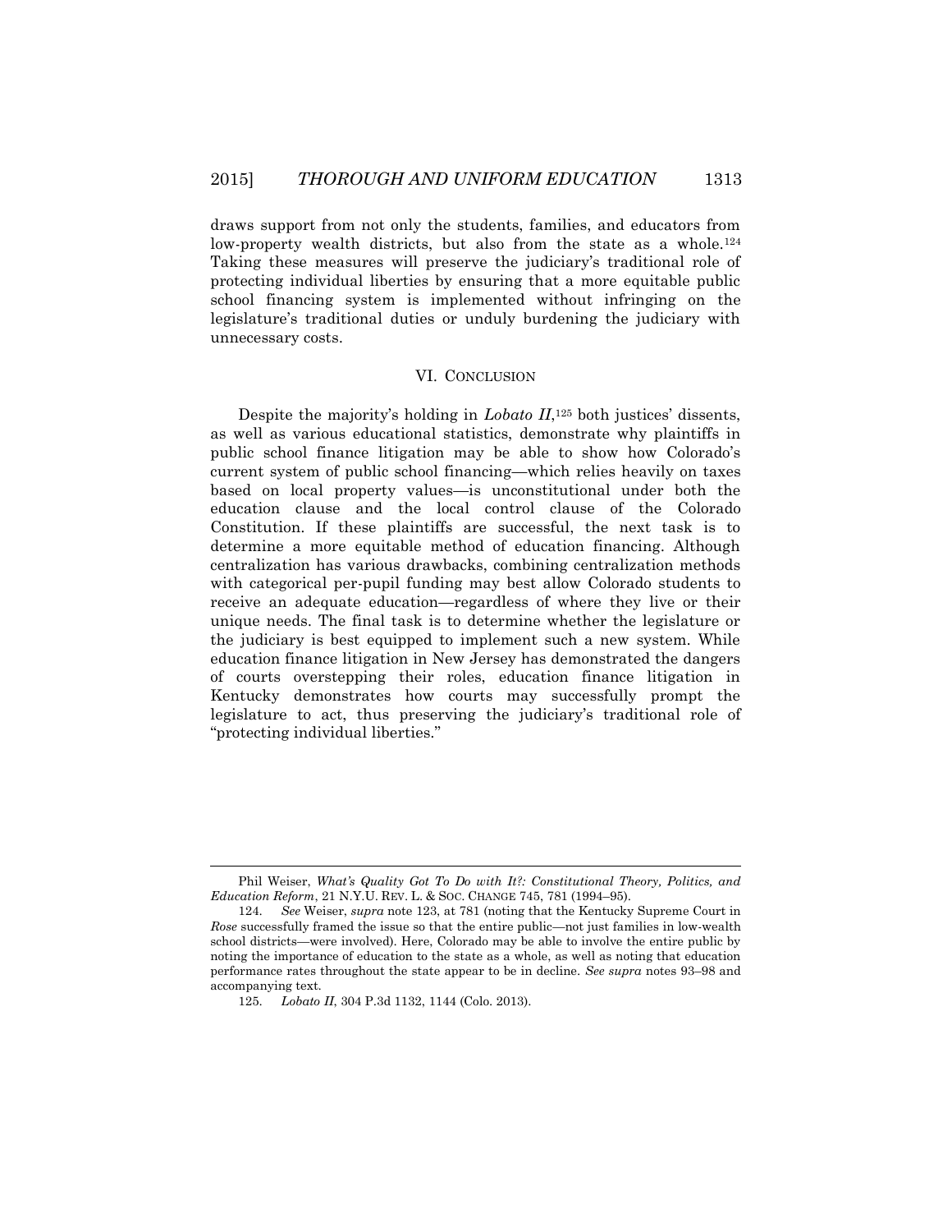draws support from not only the students, families, and educators from low-property wealth districts, but also from the state as a whole.[124] Taking these measures will preserve the judiciary's traditional role of protecting individual liberties by ensuring that a more equitable public school financing system is implemented without infringing on the legislature's traditional duties or unduly burdening the judiciary with unnecessary costs.

## VI. CONCLUSION

Despite the majority's holding in *Lobato II*,[125] both justices' dissents, as well as various educational statistics, demonstrate why plaintiffs in public school finance litigation may be able to show how Colorado's current system of public school financing—which relies heavily on taxes based on local property values—is unconstitutional under both the education clause and the local control clause of the Colorado Constitution. If these plaintiffs are successful, the next task is to determine a more equitable method of education financing. Although centralization has various drawbacks, combining centralization methods with categorical per-pupil funding may best allow Colorado students to receive an adequate education—regardless of where they live or their unique needs. The final task is to determine whether the legislature or the judiciary is best equipped to implement such a new system. While education finance litigation in New Jersey has demonstrated the dangers of courts overstepping their roles, education finance litigation in Kentucky demonstrates how courts may successfully prompt the legislature to act, thus preserving the judiciary's traditional role of "protecting individual liberties."

---

Phil Weiser, *What's Quality Got To Do with It?: Constitutional Theory, Politics, and Education Reform*, 21 N.Y.U. REV. L. & SOC. CHANGE 745, 781 (1994–95).

124. *See* Weiser, *supra* note 123, at 781 (noting that the Kentucky Supreme Court in *Rose* successfully framed the issue so that the entire public—not just families in low-wealth school districts—were involved). Here, Colorado may be able to involve the entire public by noting the importance of education to the state as a whole, as well as noting that education performance rates throughout the state appear to be in decline. *See supra* notes 93–98 and accompanying text.

125. *Lobato II*, 304 P.3d 1132, 1144 (Colo. 2013).